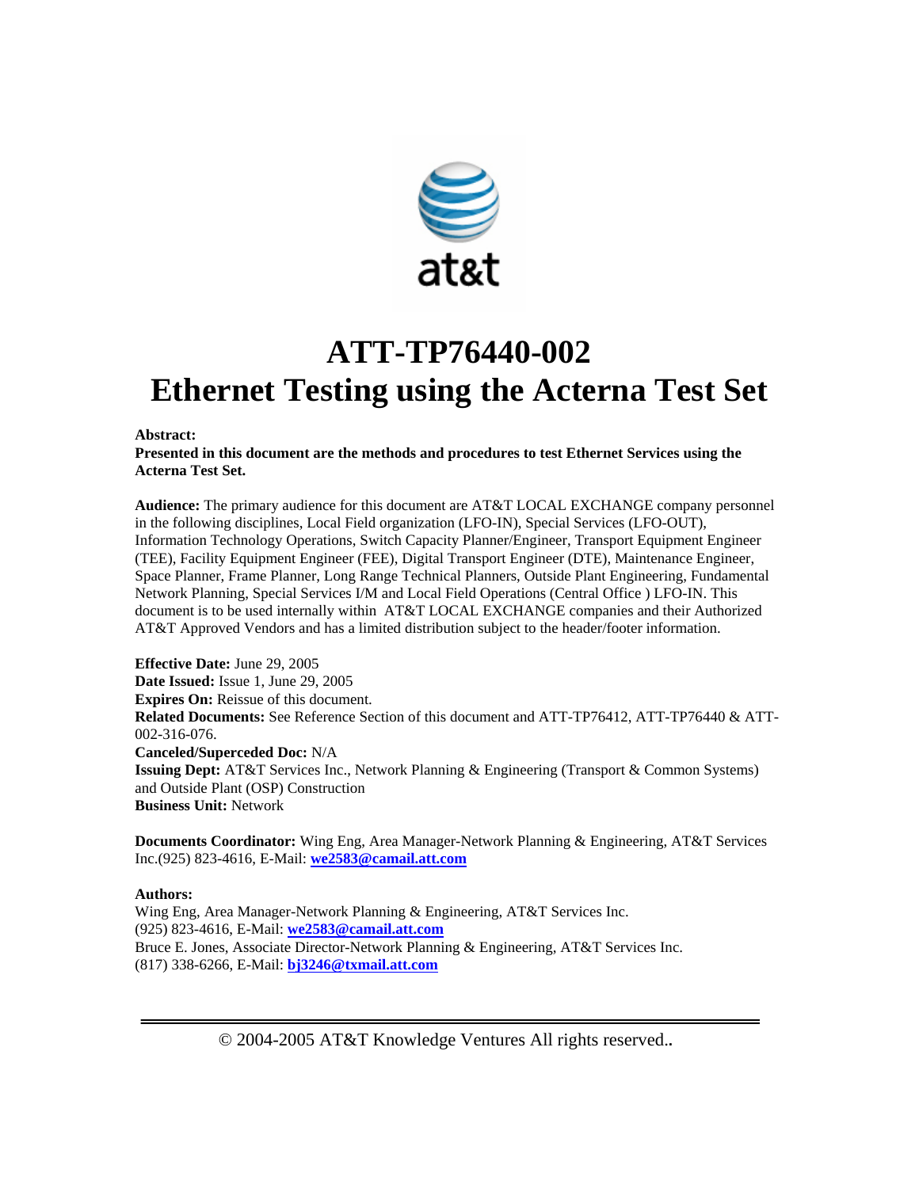# ATT-TP76440-002
# Ethernet Testing using the Acterna Test Set

**Abstract:**
**Presented in this document are the methods and procedures to test Ethernet Services using the Acterna Test Set.**

**Audience:** The primary audience for this document are AT&T LOCAL EXCHANGE company personnel in the following disciplines, Local Field organization (LFO-IN), Special Services (LFO-OUT), Information Technology Operations, Switch Capacity Planner/Engineer, Transport Equipment Engineer (TEE), Facility Equipment Engineer (FEE), Digital Transport Engineer (DTE), Maintenance Engineer, Space Planner, Frame Planner, Long Range Technical Planners, Outside Plant Engineering, Fundamental Network Planning, Special Services I/M and Local Field Operations (Central Office ) LFO-IN. This document is to be used internally within AT&T LOCAL EXCHANGE companies and their Authorized AT&T Approved Vendors and has a limited distribution subject to the header/footer information.

**Effective Date:** June 29, 2005
**Date Issued:** Issue 1, June 29, 2005
**Expires On:** Reissue of this document.
**Related Documents:** See Reference Section of this document and ATT-TP76412, ATT-TP76440 & ATT-002-316-076.
**Canceled/Superceded Doc:** N/A
**Issuing Dept:** AT&T Services Inc., Network Planning & Engineering (Transport & Common Systems) and Outside Plant (OSP) Construction
**Business Unit:** Network

**Documents Coordinator:** Wing Eng, Area Manager-Network Planning & Engineering, AT&T Services Inc.(925) 823-4616, E-Mail: **we2583@camail.att.com**

**Authors:**
Wing Eng, Area Manager-Network Planning & Engineering, AT&T Services Inc.
(925) 823-4616, E-Mail: **we2583@camail.att.com**
Bruce E. Jones, Associate Director-Network Planning & Engineering, AT&T Services Inc.
(817) 338-6266, E-Mail: **bj3246@txmail.att.com**

© 2004-2005 AT&T Knowledge Ventures All rights reserved..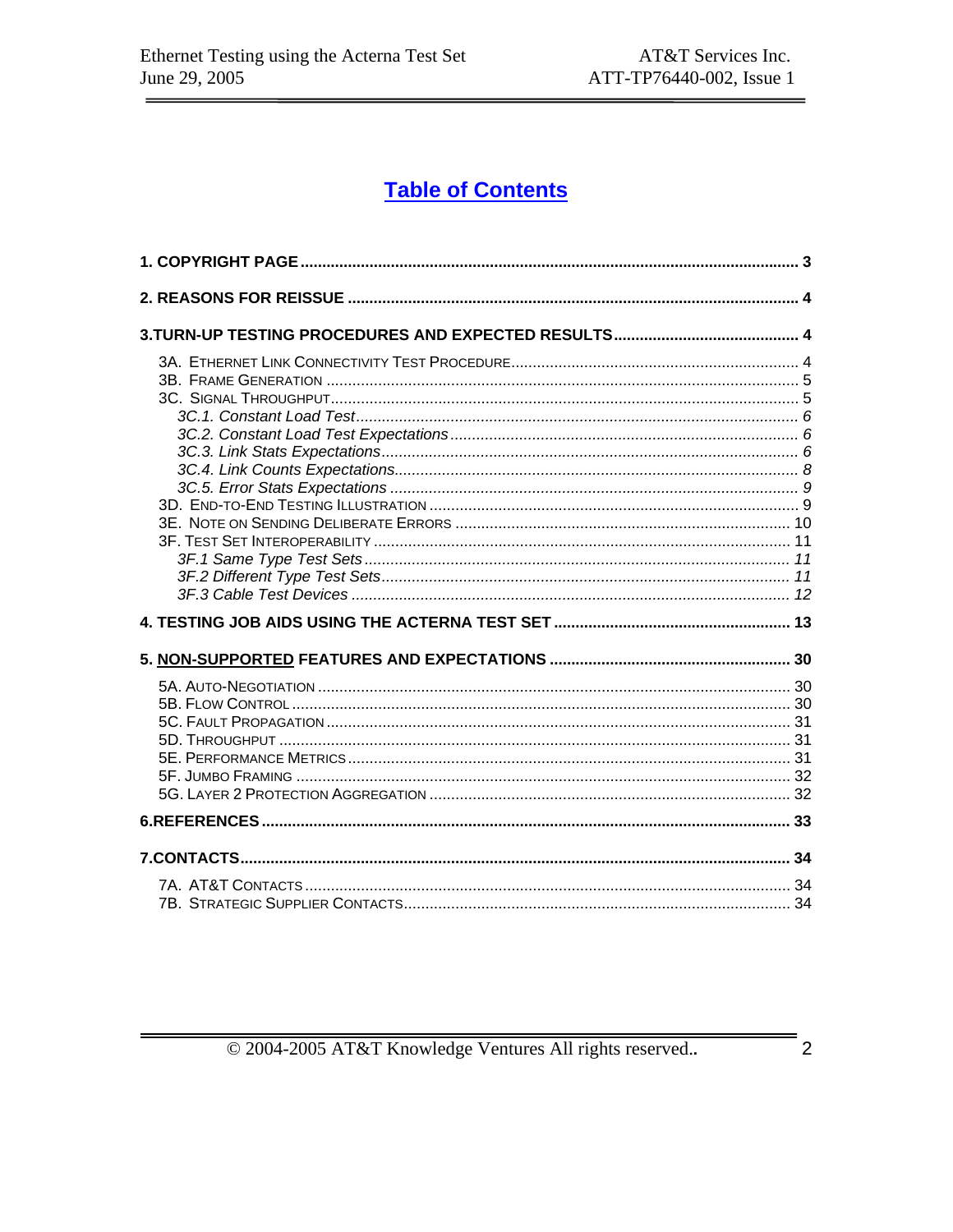# Table of Contents

**1. COPYRIGHT PAGE** ..... 3

**2. REASONS FOR REISSUE** ..... 4

**3.TURN-UP TESTING PROCEDURES AND EXPECTED RESULTS** ..... 4

- 3A. ETHERNET LINK CONNECTIVITY TEST PROCEDURE ..... 4
- 3B. FRAME GENERATION ..... 5
- 3C. SIGNAL THROUGHPUT ..... 5
  - *3C.1. Constant Load Test* ..... 6
  - *3C.2. Constant Load Test Expectations* ..... 6
  - *3C.3. Link Stats Expectations* ..... 6
  - *3C.4. Link Counts Expectations* ..... 8
  - *3C.5. Error Stats Expectations* ..... 9
- 3D. END-TO-END TESTING ILLUSTRATION ..... 9
- 3E. NOTE ON SENDING DELIBERATE ERRORS ..... 10
- 3F. TEST SET INTEROPERABILITY ..... 11
  - *3F.1 Same Type Test Sets* ..... 11
  - *3F.2 Different Type Test Sets* ..... 11
  - *3F.3 Cable Test Devices* ..... 12

**4. TESTING JOB AIDS USING THE ACTERNA TEST SET** ..... 13

**5. NON-SUPPORTED FEATURES AND EXPECTATIONS** ..... 30

- 5A. AUTO-NEGOTIATION ..... 30
- 5B. FLOW CONTROL ..... 30
- 5C. FAULT PROPAGATION ..... 31
- 5D. THROUGHPUT ..... 31
- 5E. PERFORMANCE METRICS ..... 31
- 5F. JUMBO FRAMING ..... 32
- 5G. LAYER 2 PROTECTION AGGREGATION ..... 32

**6.REFERENCES** ..... 33

**7.CONTACTS** ..... 34

- 7A. AT&T CONTACTS ..... 34
- 7B. STRATEGIC SUPPLIER CONTACTS ..... 34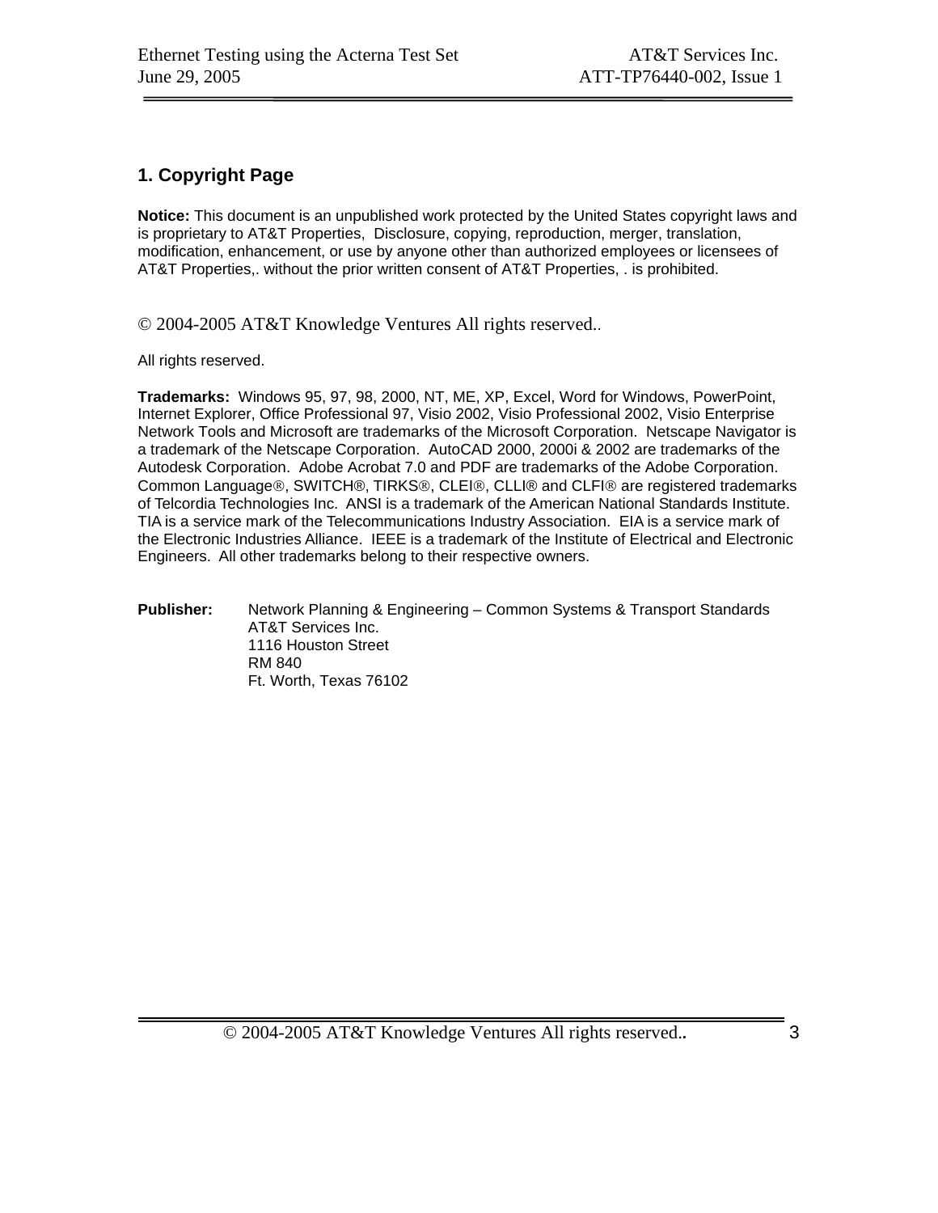## 1. Copyright Page

**Notice:** This document is an unpublished work protected by the United States copyright laws and is proprietary to AT&T Properties, Disclosure, copying, reproduction, merger, translation, modification, enhancement, or use by anyone other than authorized employees or licensees of AT&T Properties,. without the prior written consent of AT&T Properties, . is prohibited.

© 2004-2005 AT&T Knowledge Ventures All rights reserved..

All rights reserved.

**Trademarks:** Windows 95, 97, 98, 2000, NT, ME, XP, Excel, Word for Windows, PowerPoint, Internet Explorer, Office Professional 97, Visio 2002, Visio Professional 2002, Visio Enterprise Network Tools and Microsoft are trademarks of the Microsoft Corporation. Netscape Navigator is a trademark of the Netscape Corporation. AutoCAD 2000, 2000i & 2002 are trademarks of the Autodesk Corporation. Adobe Acrobat 7.0 and PDF are trademarks of the Adobe Corporation. Common Language®, SWITCH®, TIRKS®, CLEI®, CLLI® and CLFI® are registered trademarks of Telcordia Technologies Inc. ANSI is a trademark of the American National Standards Institute. TIA is a service mark of the Telecommunications Industry Association. EIA is a service mark of the Electronic Industries Alliance. IEEE is a trademark of the Institute of Electrical and Electronic Engineers. All other trademarks belong to their respective owners.

**Publisher:** Network Planning & Engineering – Common Systems & Transport Standards
AT&T Services Inc.
1116 Houston Street
RM 840
Ft. Worth, Texas 76102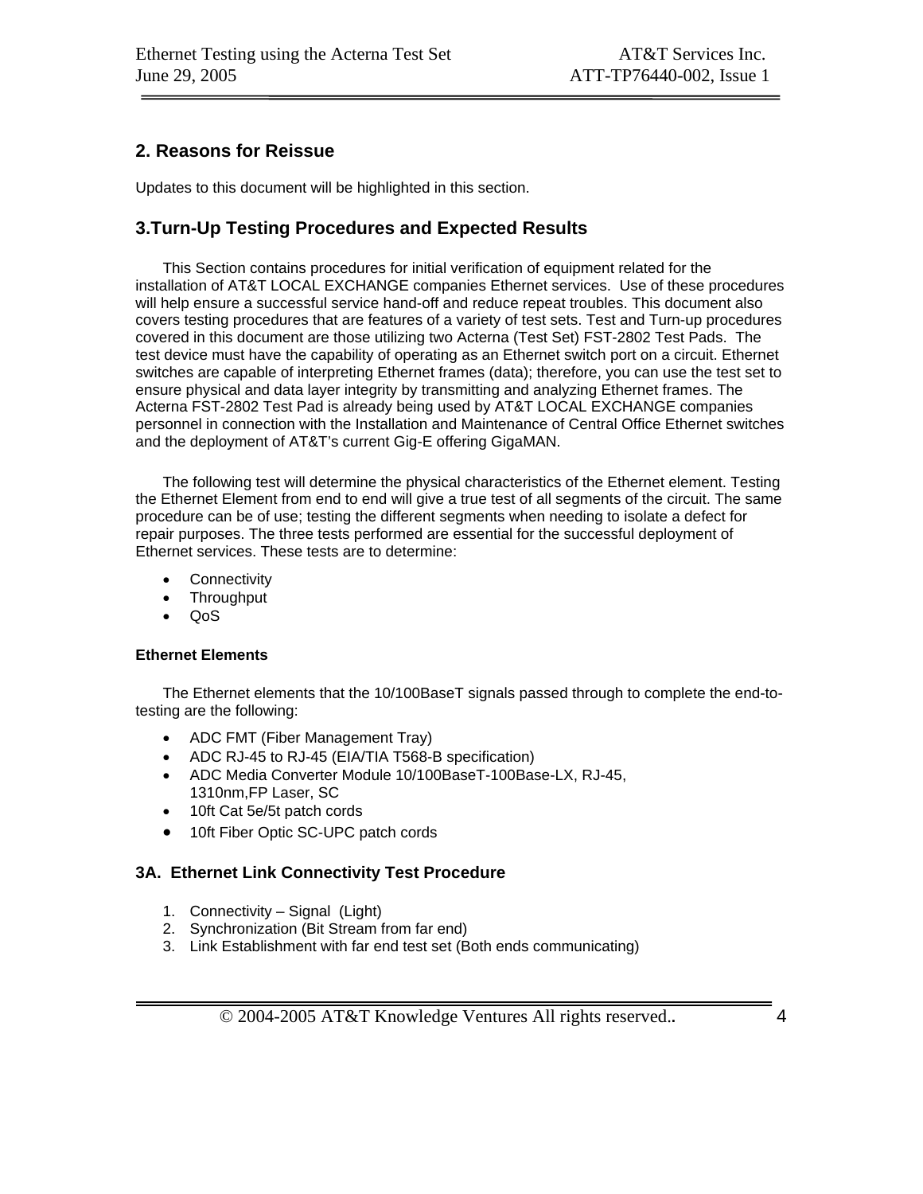## 2. Reasons for Reissue

Updates to this document will be highlighted in this section.

## 3.Turn-Up Testing Procedures and Expected Results

This Section contains procedures for initial verification of equipment related for the installation of AT&T LOCAL EXCHANGE companies Ethernet services. Use of these procedures will help ensure a successful service hand-off and reduce repeat troubles. This document also covers testing procedures that are features of a variety of test sets. Test and Turn-up procedures covered in this document are those utilizing two Acterna (Test Set) FST-2802 Test Pads. The test device must have the capability of operating as an Ethernet switch port on a circuit. Ethernet switches are capable of interpreting Ethernet frames (data); therefore, you can use the test set to ensure physical and data layer integrity by transmitting and analyzing Ethernet frames. The Acterna FST-2802 Test Pad is already being used by AT&T LOCAL EXCHANGE companies personnel in connection with the Installation and Maintenance of Central Office Ethernet switches and the deployment of AT&T's current Gig-E offering GigaMAN.

The following test will determine the physical characteristics of the Ethernet element. Testing the Ethernet Element from end to end will give a true test of all segments of the circuit. The same procedure can be of use; testing the different segments when needing to isolate a defect for repair purposes. The three tests performed are essential for the successful deployment of Ethernet services. These tests are to determine:

- Connectivity
- Throughput
- QoS

#### Ethernet Elements

The Ethernet elements that the 10/100BaseT signals passed through to complete the end-to-testing are the following:

- ADC FMT (Fiber Management Tray)
- ADC RJ-45 to RJ-45 (EIA/TIA T568-B specification)
- ADC Media Converter Module 10/100BaseT-100Base-LX, RJ-45, 1310nm,FP Laser, SC
- 10ft Cat 5e/5t patch cords
- 10ft Fiber Optic SC-UPC patch cords

### 3A. Ethernet Link Connectivity Test Procedure

1. Connectivity – Signal (Light)
2. Synchronization (Bit Stream from far end)
3. Link Establishment with far end test set (Both ends communicating)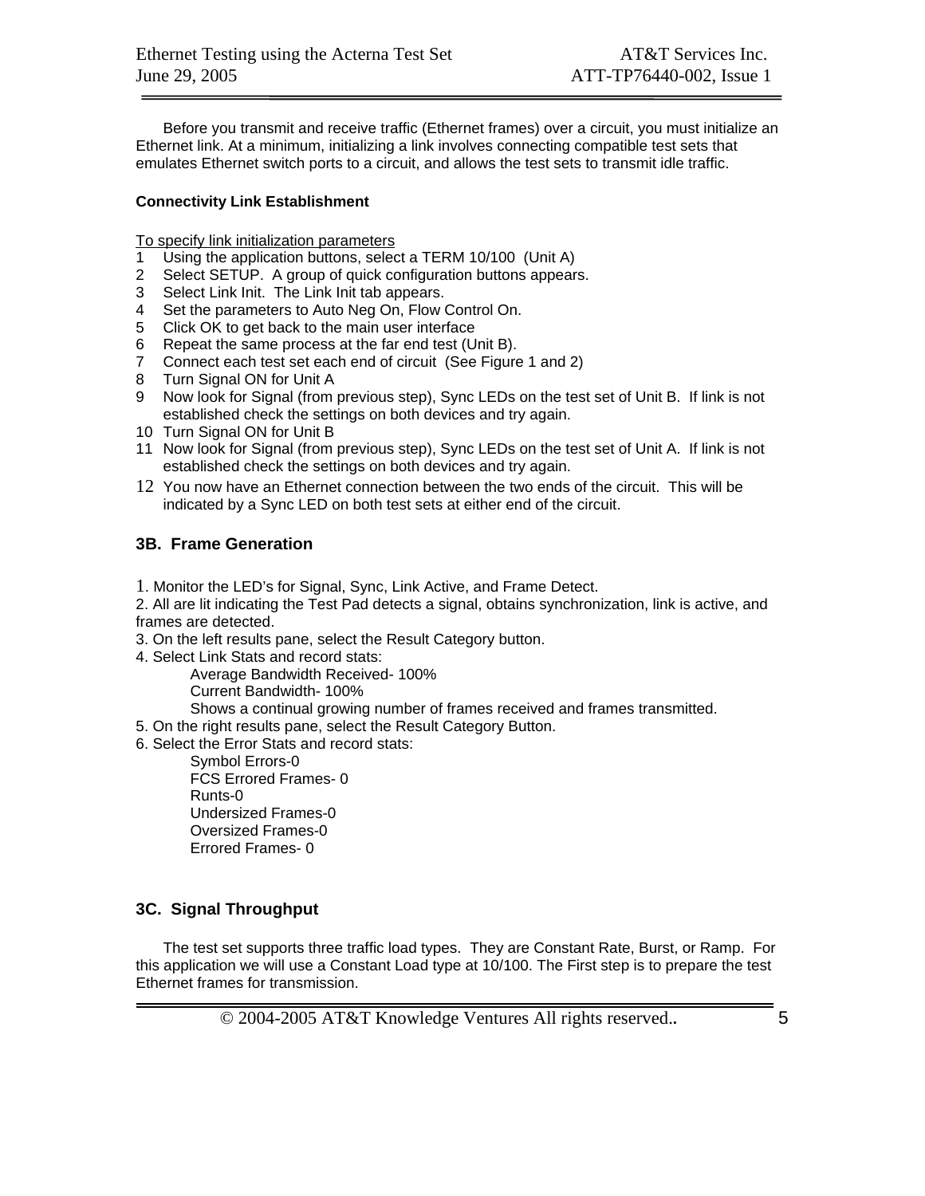Before you transmit and receive traffic (Ethernet frames) over a circuit, you must initialize an Ethernet link. At a minimum, initializing a link involves connecting compatible test sets that emulates Ethernet switch ports to a circuit, and allows the test sets to transmit idle traffic.

**Connectivity Link Establishment**

To specify link initialization parameters

1. Using the application buttons, select a TERM 10/100 (Unit A)
2. Select SETUP. A group of quick configuration buttons appears.
3. Select Link Init. The Link Init tab appears.
4. Set the parameters to Auto Neg On, Flow Control On.
5. Click OK to get back to the main user interface
6. Repeat the same process at the far end test (Unit B).
7. Connect each test set each end of circuit (See Figure 1 and 2)
8. Turn Signal ON for Unit A
9. Now look for Signal (from previous step), Sync LEDs on the test set of Unit B. If link is not established check the settings on both devices and try again.
10. Turn Signal ON for Unit B
11. Now look for Signal (from previous step), Sync LEDs on the test set of Unit A. If link is not established check the settings on both devices and try again.
12. You now have an Ethernet connection between the two ends of the circuit. This will be indicated by a Sync LED on both test sets at either end of the circuit.

### 3B. Frame Generation

1. Monitor the LED's for Signal, Sync, Link Active, and Frame Detect.
2. All are lit indicating the Test Pad detects a signal, obtains synchronization, link is active, and frames are detected.
3. On the left results pane, select the Result Category button.
4. Select Link Stats and record stats:
   - Average Bandwidth Received- 100%
   - Current Bandwidth- 100%
   - Shows a continual growing number of frames received and frames transmitted.
5. On the right results pane, select the Result Category Button.
6. Select the Error Stats and record stats:
   - Symbol Errors-0
   - FCS Errored Frames- 0
   - Runts-0
   - Undersized Frames-0
   - Oversized Frames-0
   - Errored Frames- 0

### 3C. Signal Throughput

The test set supports three traffic load types. They are Constant Rate, Burst, or Ramp. For this application we will use a Constant Load type at 10/100. The First step is to prepare the test Ethernet frames for transmission.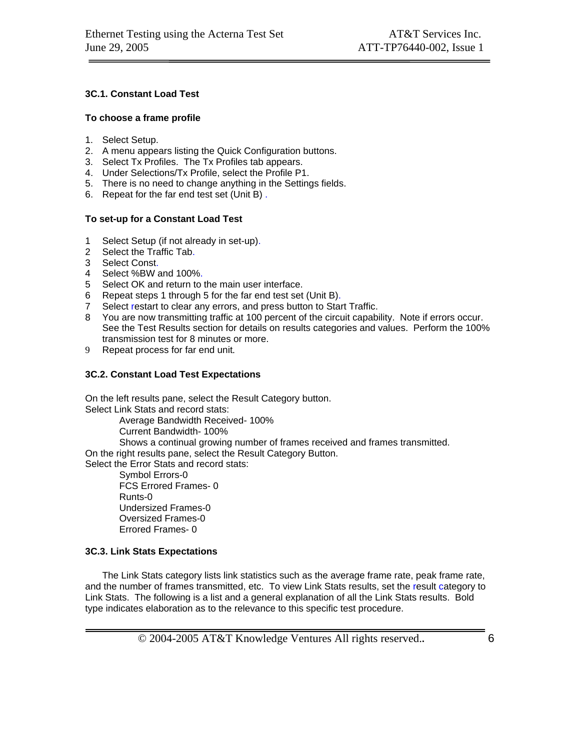### 3C.1. Constant Load Test

#### To choose a frame profile

1. Select Setup.
2. A menu appears listing the Quick Configuration buttons.
3. Select Tx Profiles. The Tx Profiles tab appears.
4. Under Selections/Tx Profile, select the Profile P1.
5. There is no need to change anything in the Settings fields.
6. Repeat for the far end test set (Unit B) .

#### To set-up for a Constant Load Test

1. Select Setup (if not already in set-up).
2. Select the Traffic Tab.
3. Select Const.
4. Select %BW and 100%.
5. Select OK and return to the main user interface.
6. Repeat steps 1 through 5 for the far end test set (Unit B).
7. Select restart to clear any errors, and press button to Start Traffic.
8. You are now transmitting traffic at 100 percent of the circuit capability. Note if errors occur. See the Test Results section for details on results categories and values. Perform the 100% transmission test for 8 minutes or more.
9. Repeat process for far end unit.

### 3C.2. Constant Load Test Expectations

On the left results pane, select the Result Category button.
Select Link Stats and record stats:

- Average Bandwidth Received- 100%
- Current Bandwidth- 100%
- Shows a continual growing number of frames received and frames transmitted.

On the right results pane, select the Result Category Button.
Select the Error Stats and record stats:

- Symbol Errors-0
- FCS Errored Frames- 0
- Runts-0
- Undersized Frames-0
- Oversized Frames-0
- Errored Frames- 0

### 3C.3. Link Stats Expectations

The Link Stats category lists link statistics such as the average frame rate, peak frame rate, and the number of frames transmitted, etc. To view Link Stats results, set the result category to Link Stats. The following is a list and a general explanation of all the Link Stats results. Bold type indicates elaboration as to the relevance to this specific test procedure.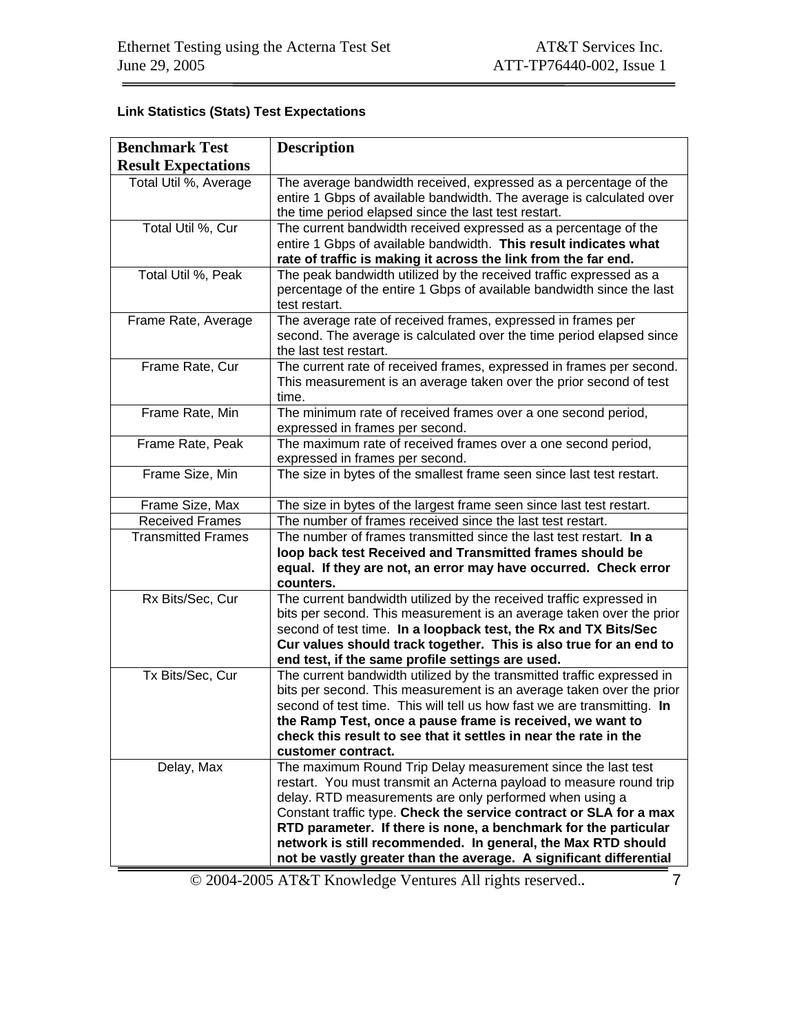**Link Statistics (Stats) Test Expectations**

| Benchmark Test Result Expectations | Description |
|---|---|
| Total Util %, Average | The average bandwidth received, expressed as a percentage of the entire 1 Gbps of available bandwidth. The average is calculated over the time period elapsed since the last test restart. |
| Total Util %, Cur | The current bandwidth received expressed as a percentage of the entire 1 Gbps of available bandwidth. **This result indicates what rate of traffic is making it across the link from the far end.** |
| Total Util %, Peak | The peak bandwidth utilized by the received traffic expressed as a percentage of the entire 1 Gbps of available bandwidth since the last test restart. |
| Frame Rate, Average | The average rate of received frames, expressed in frames per second. The average is calculated over the time period elapsed since the last test restart. |
| Frame Rate, Cur | The current rate of received frames, expressed in frames per second. This measurement is an average taken over the prior second of test time. |
| Frame Rate, Min | The minimum rate of received frames over a one second period, expressed in frames per second. |
| Frame Rate, Peak | The maximum rate of received frames over a one second period, expressed in frames per second. |
| Frame Size, Min | The size in bytes of the smallest frame seen since last test restart. |
| Frame Size, Max | The size in bytes of the largest frame seen since last test restart. |
| Received Frames | The number of frames received since the last test restart. |
| Transmitted Frames | The number of frames transmitted since the last test restart. **In a loop back test Received and Transmitted frames should be equal. If they are not, an error may have occurred. Check error counters.** |
| Rx Bits/Sec, Cur | The current bandwidth utilized by the received traffic expressed in bits per second. This measurement is an average taken over the prior second of test time. **In a loopback test, the Rx and TX Bits/Sec Cur values should track together. This is also true for an end to end test, if the same profile settings are used.** |
| Tx Bits/Sec, Cur | The current bandwidth utilized by the transmitted traffic expressed in bits per second. This measurement is an average taken over the prior second of test time. This will tell us how fast we are transmitting. **In the Ramp Test, once a pause frame is received, we want to check this result to see that it settles in near the rate in the customer contract.** |
| Delay, Max | The maximum Round Trip Delay measurement since the last test restart. You must transmit an Acterna payload to measure round trip delay. RTD measurements are only performed when using a Constant traffic type. **Check the service contract or SLA for a max RTD parameter. If there is none, a benchmark for the particular network is still recommended. In general, the Max RTD should not be vastly greater than the average. A significant differential** |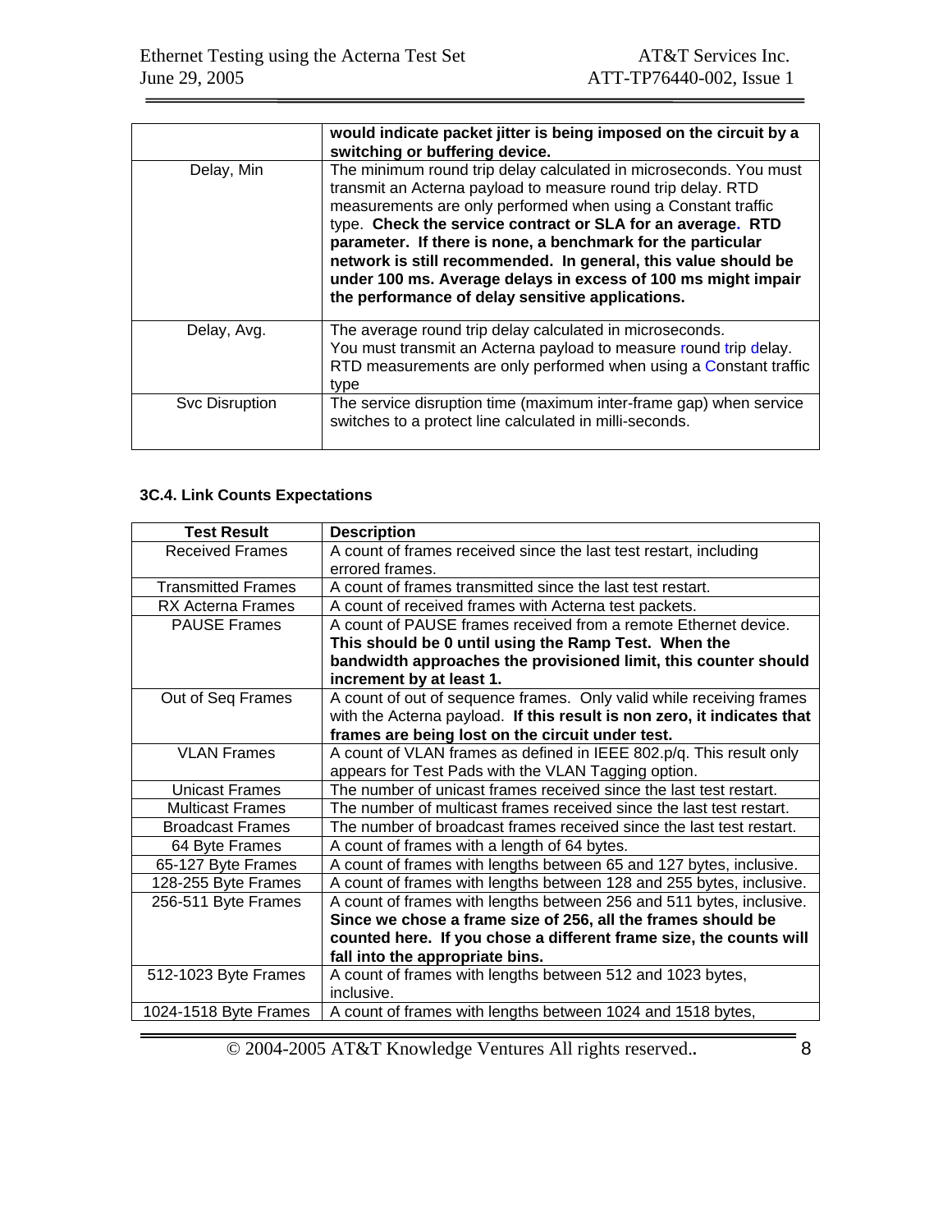|  |  |
|---|---|
|  | **would indicate packet jitter is being imposed on the circuit by a switching or buffering device.** |
| Delay, Min | The minimum round trip delay calculated in microseconds. You must transmit an Acterna payload to measure round trip delay. RTD measurements are only performed when using a Constant traffic type. **Check the service contract or SLA for an average. RTD parameter. If there is none, a benchmark for the particular network is still recommended. In general, this value should be under 100 ms. Average delays in excess of 100 ms might impair the performance of delay sensitive applications.** |
| Delay, Avg. | The average round trip delay calculated in microseconds. You must transmit an Acterna payload to measure round trip delay. RTD measurements are only performed when using a Constant traffic type |
| Svc Disruption | The service disruption time (maximum inter-frame gap) when service switches to a protect line calculated in milli-seconds. |

### 3C.4. Link Counts Expectations

| Test Result | Description |
|---|---|
| Received Frames | A count of frames received since the last test restart, including errored frames. |
| Transmitted Frames | A count of frames transmitted since the last test restart. |
| RX Acterna Frames | A count of received frames with Acterna test packets. |
| PAUSE Frames | A count of PAUSE frames received from a remote Ethernet device. **This should be 0 until using the Ramp Test. When the bandwidth approaches the provisioned limit, this counter should increment by at least 1.** |
| Out of Seq Frames | A count of out of sequence frames. Only valid while receiving frames with the Acterna payload. **If this result is non zero, it indicates that frames are being lost on the circuit under test.** |
| VLAN Frames | A count of VLAN frames as defined in IEEE 802.p/q. This result only appears for Test Pads with the VLAN Tagging option. |
| Unicast Frames | The number of unicast frames received since the last test restart. |
| Multicast Frames | The number of multicast frames received since the last test restart. |
| Broadcast Frames | The number of broadcast frames received since the last test restart. |
| 64 Byte Frames | A count of frames with a length of 64 bytes. |
| 65-127 Byte Frames | A count of frames with lengths between 65 and 127 bytes, inclusive. |
| 128-255 Byte Frames | A count of frames with lengths between 128 and 255 bytes, inclusive. |
| 256-511 Byte Frames | A count of frames with lengths between 256 and 511 bytes, inclusive. **Since we chose a frame size of 256, all the frames should be counted here. If you chose a different frame size, the counts will fall into the appropriate bins.** |
| 512-1023 Byte Frames | A count of frames with lengths between 512 and 1023 bytes, inclusive. |
| 1024-1518 Byte Frames | A count of frames with lengths between 1024 and 1518 bytes, |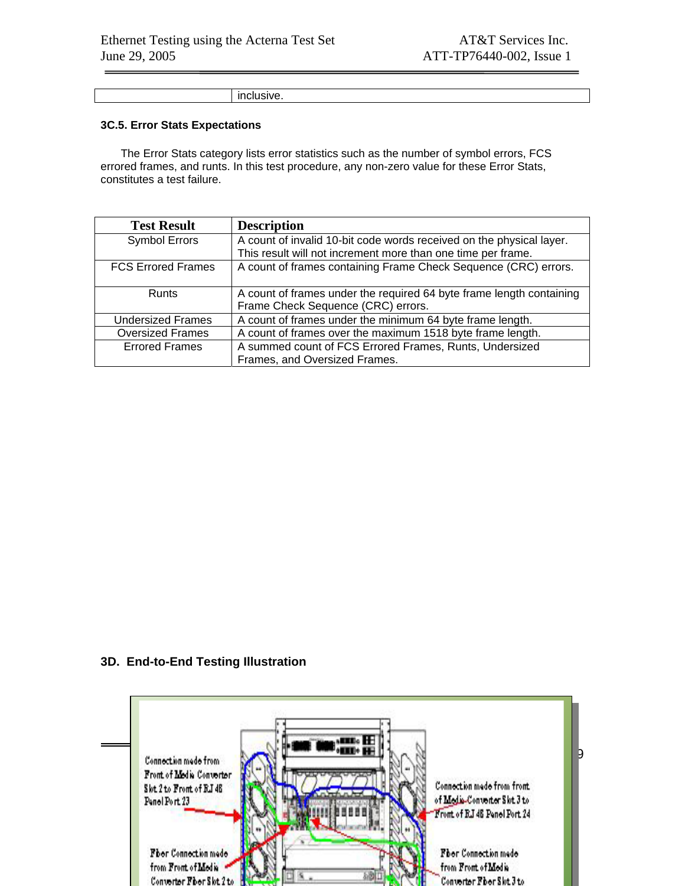| | inclusive. |
|---|---|

### 3C.5. Error Stats Expectations

The Error Stats category lists error statistics such as the number of symbol errors, FCS errored frames, and runts. In this test procedure, any non-zero value for these Error Stats, constitutes a test failure.

| Test Result | Description |
|---|---|
| Symbol Errors | A count of invalid 10-bit code words received on the physical layer. This result will not increment more than one time per frame. |
| FCS Errored Frames | A count of frames containing Frame Check Sequence (CRC) errors. |
| Runts | A count of frames under the required 64 byte frame length containing Frame Check Sequence (CRC) errors. |
| Undersized Frames | A count of frames under the minimum 64 byte frame length. |
| Oversized Frames | A count of frames over the maximum 1518 byte frame length. |
| Errored Frames | A summed count of FCS Errored Frames, Runts, Undersized Frames, and Oversized Frames. |

## 3D. End-to-End Testing Illustration

Connection made from Front of Media Converter Slot 2 to Front of RJ 48 Panel Port 23

Connection made from front of Media Converter Slot 3 to Front of RJ 48 Panel Port 24

Fiber Connection made from Front of Media Converter Fiber Slot 2 to

Fiber Connection made from Front of Media Converter Fiber Slot 3 to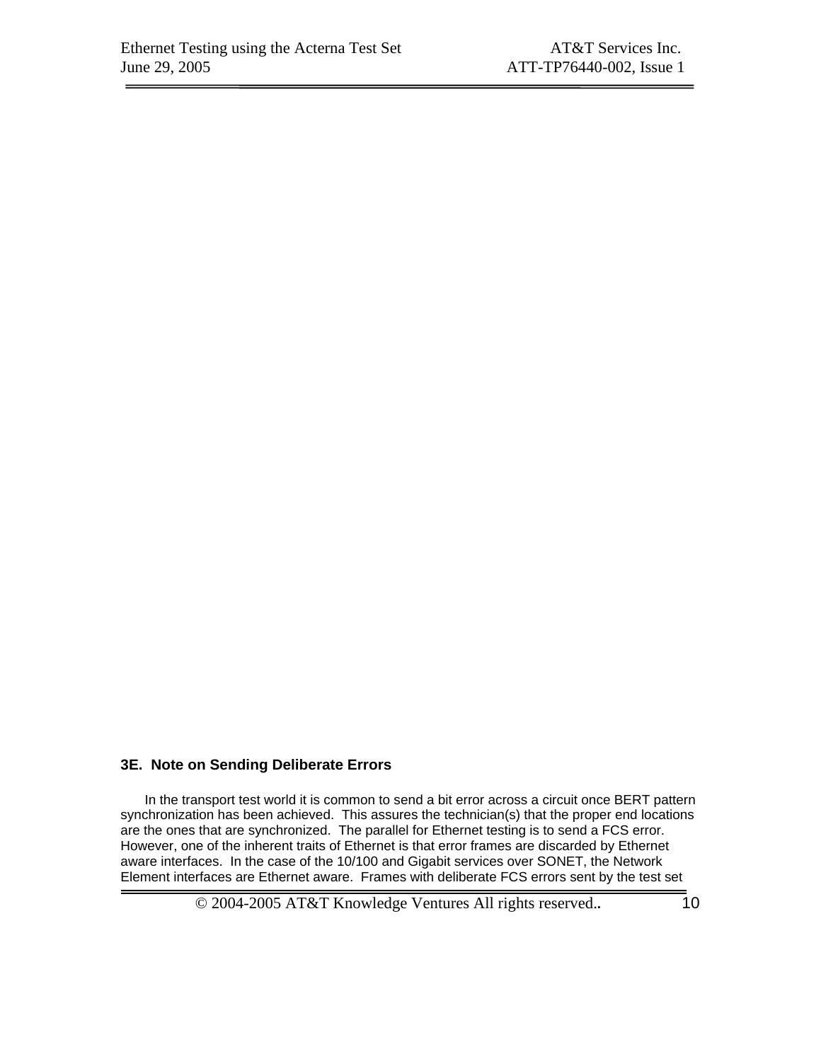### 3E. Note on Sending Deliberate Errors

In the transport test world it is common to send a bit error across a circuit once BERT pattern synchronization has been achieved. This assures the technician(s) that the proper end locations are the ones that are synchronized. The parallel for Ethernet testing is to send a FCS error. However, one of the inherent traits of Ethernet is that error frames are discarded by Ethernet aware interfaces. In the case of the 10/100 and Gigabit services over SONET, the Network Element interfaces are Ethernet aware. Frames with deliberate FCS errors sent by the test set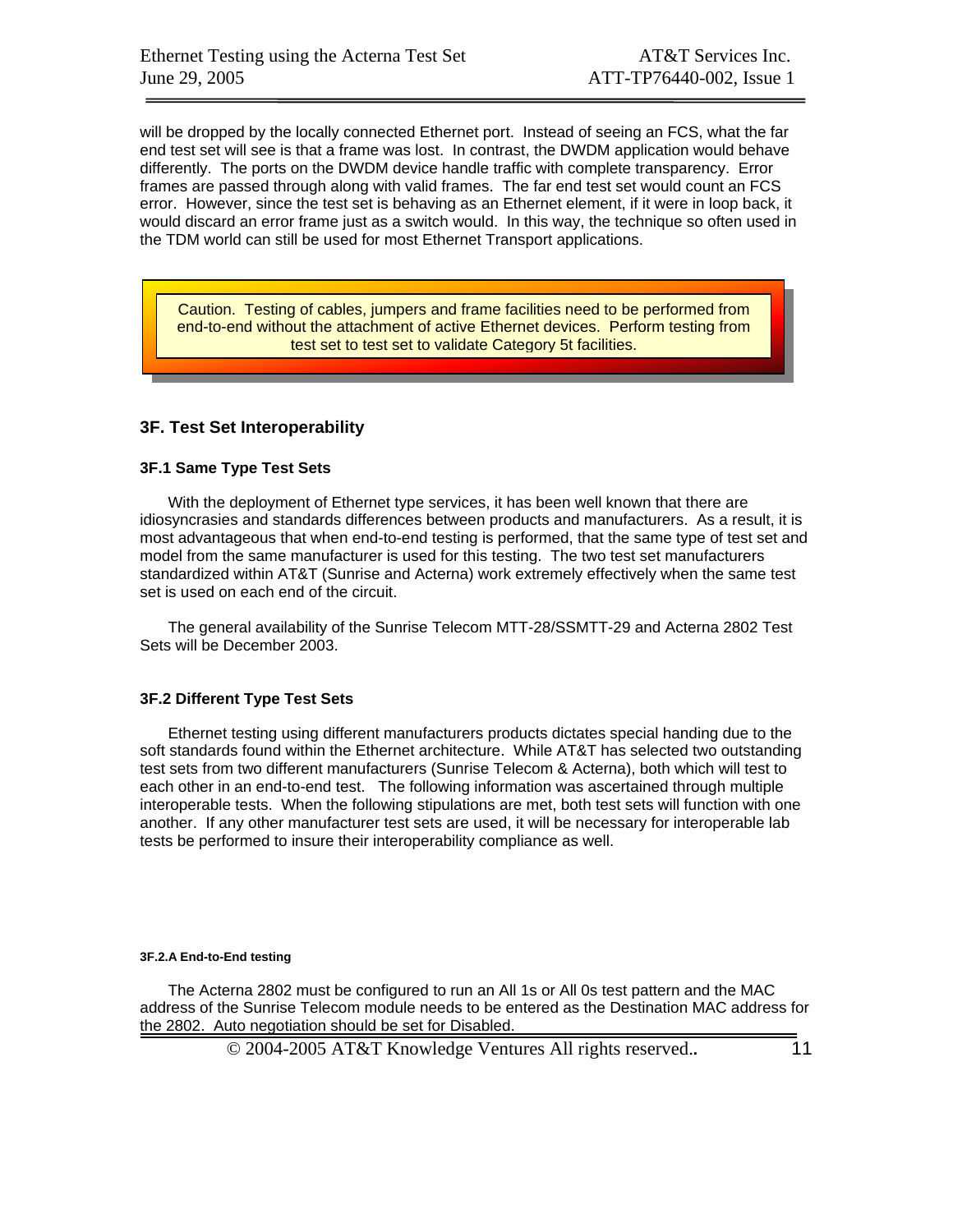will be dropped by the locally connected Ethernet port. Instead of seeing an FCS, what the far end test set will see is that a frame was lost. In contrast, the DWDM application would behave differently. The ports on the DWDM device handle traffic with complete transparency. Error frames are passed through along with valid frames. The far end test set would count an FCS error. However, since the test set is behaving as an Ethernet element, if it were in loop back, it would discard an error frame just as a switch would. In this way, the technique so often used in the TDM world can still be used for most Ethernet Transport applications.

> Caution. Testing of cables, jumpers and frame facilities need to be performed from end-to-end without the attachment of active Ethernet devices. Perform testing from test set to test set to validate Category 5t facilities.

## 3F. Test Set Interoperability

### 3F.1 Same Type Test Sets

With the deployment of Ethernet type services, it has been well known that there are idiosyncrasies and standards differences between products and manufacturers. As a result, it is most advantageous that when end-to-end testing is performed, that the same type of test set and model from the same manufacturer is used for this testing. The two test set manufacturers standardized within AT&T (Sunrise and Acterna) work extremely effectively when the same test set is used on each end of the circuit.

The general availability of the Sunrise Telecom MTT-28/SSMTT-29 and Acterna 2802 Test Sets will be December 2003.

### 3F.2 Different Type Test Sets

Ethernet testing using different manufacturers products dictates special handing due to the soft standards found within the Ethernet architecture. While AT&T has selected two outstanding test sets from two different manufacturers (Sunrise Telecom & Acterna), both which will test to each other in an end-to-end test. The following information was ascertained through multiple interoperable tests. When the following stipulations are met, both test sets will function with one another. If any other manufacturer test sets are used, it will be necessary for interoperable lab tests be performed to insure their interoperability compliance as well.

#### 3F.2.A End-to-End testing

The Acterna 2802 must be configured to run an All 1s or All 0s test pattern and the MAC address of the Sunrise Telecom module needs to be entered as the Destination MAC address for the 2802. Auto negotiation should be set for Disabled.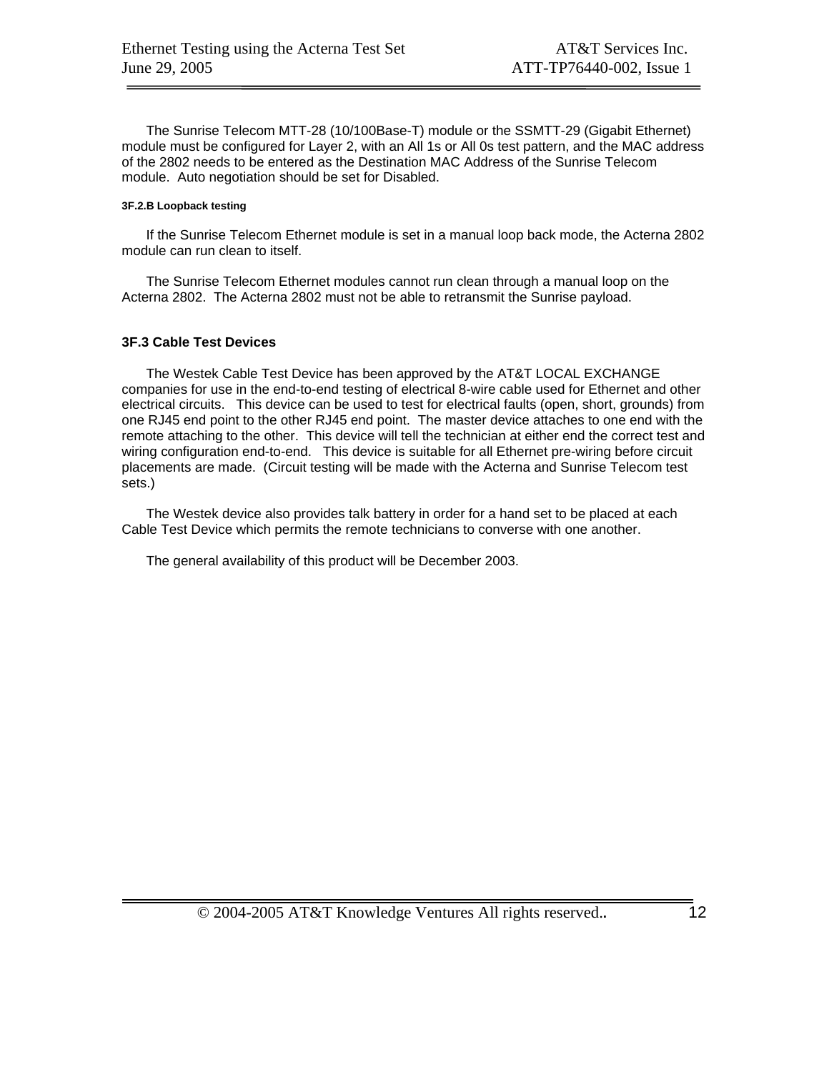The Sunrise Telecom MTT-28 (10/100Base-T) module or the SSMTT-29 (Gigabit Ethernet) module must be configured for Layer 2, with an All 1s or All 0s test pattern, and the MAC address of the 2802 needs to be entered as the Destination MAC Address of the Sunrise Telecom module. Auto negotiation should be set for Disabled.

#### 3F.2.B Loopback testing

If the Sunrise Telecom Ethernet module is set in a manual loop back mode, the Acterna 2802 module can run clean to itself.

The Sunrise Telecom Ethernet modules cannot run clean through a manual loop on the Acterna 2802. The Acterna 2802 must not be able to retransmit the Sunrise payload.

### 3F.3 Cable Test Devices

The Westek Cable Test Device has been approved by the AT&T LOCAL EXCHANGE companies for use in the end-to-end testing of electrical 8-wire cable used for Ethernet and other electrical circuits. This device can be used to test for electrical faults (open, short, grounds) from one RJ45 end point to the other RJ45 end point. The master device attaches to one end with the remote attaching to the other. This device will tell the technician at either end the correct test and wiring configuration end-to-end. This device is suitable for all Ethernet pre-wiring before circuit placements are made. (Circuit testing will be made with the Acterna and Sunrise Telecom test sets.)

The Westek device also provides talk battery in order for a hand set to be placed at each Cable Test Device which permits the remote technicians to converse with one another.

The general availability of this product will be December 2003.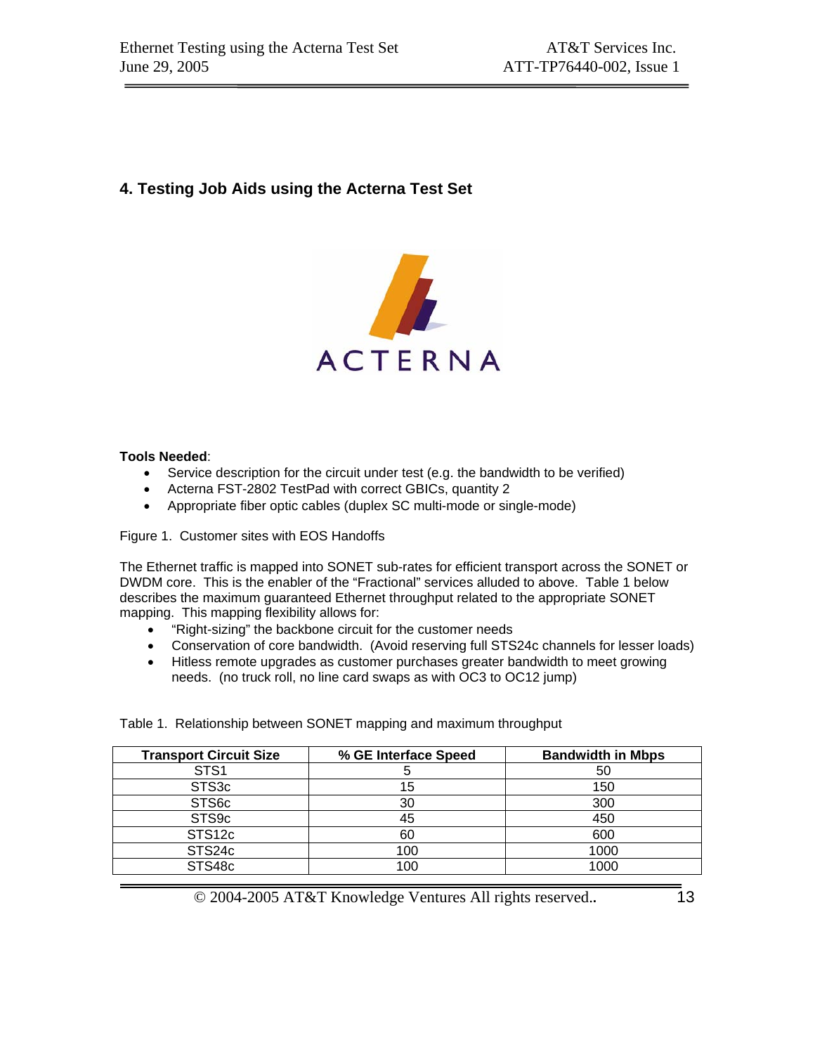## 4. Testing Job Aids using the Acterna Test Set

**Tools Needed**:

- Service description for the circuit under test (e.g. the bandwidth to be verified)
- Acterna FST-2802 TestPad with correct GBICs, quantity 2
- Appropriate fiber optic cables (duplex SC multi-mode or single-mode)

Figure 1. Customer sites with EOS Handoffs

The Ethernet traffic is mapped into SONET sub-rates for efficient transport across the SONET or DWDM core. This is the enabler of the "Fractional" services alluded to above. Table 1 below describes the maximum guaranteed Ethernet throughput related to the appropriate SONET mapping. This mapping flexibility allows for:

- "Right-sizing" the backbone circuit for the customer needs
- Conservation of core bandwidth. (Avoid reserving full STS24c channels for lesser loads)
- Hitless remote upgrades as customer purchases greater bandwidth to meet growing needs. (no truck roll, no line card swaps as with OC3 to OC12 jump)

Table 1. Relationship between SONET mapping and maximum throughput

| Transport Circuit Size | % GE Interface Speed | Bandwidth in Mbps |
|---|---|---|
| STS1 | 5 | 50 |
| STS3c | 15 | 150 |
| STS6c | 30 | 300 |
| STS9c | 45 | 450 |
| STS12c | 60 | 600 |
| STS24c | 100 | 1000 |
| STS48c | 100 | 1000 |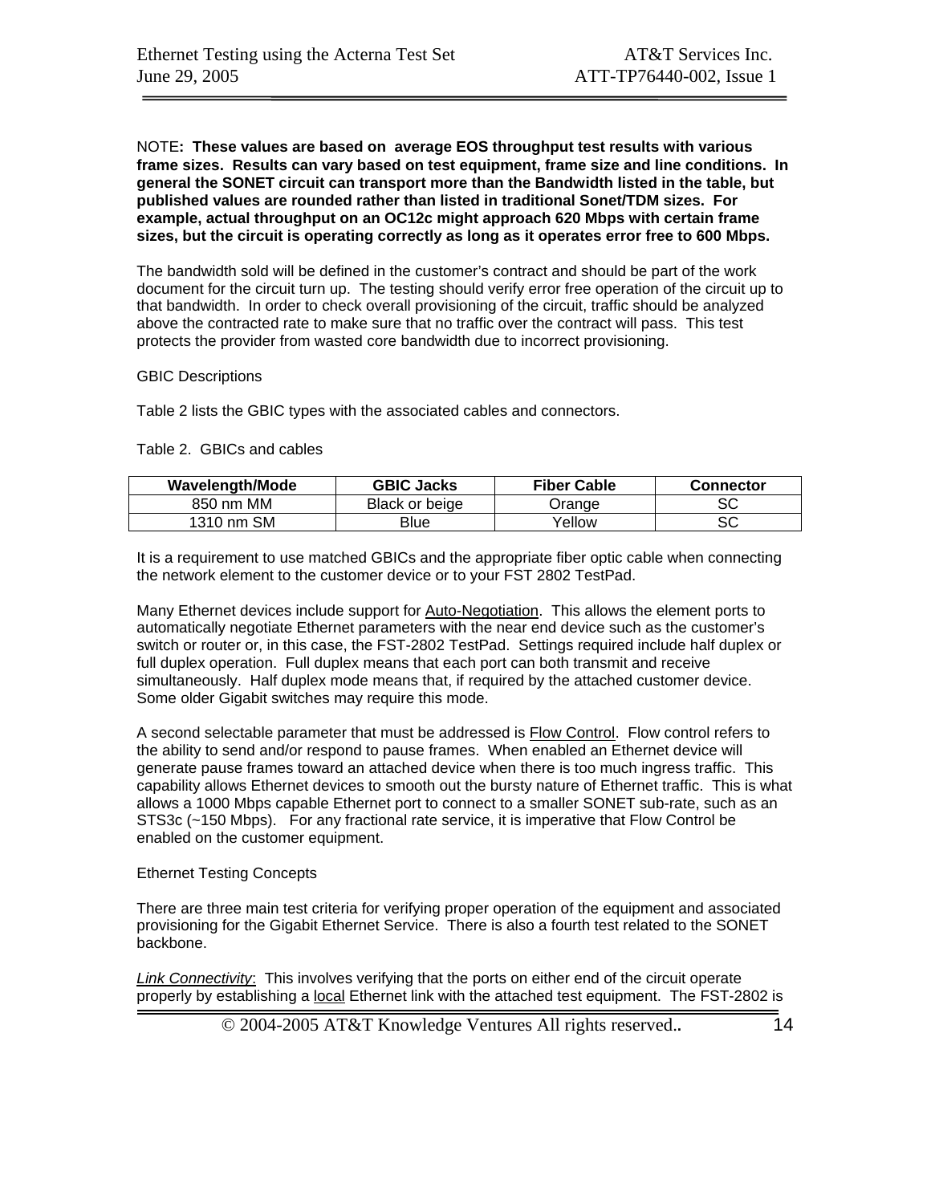NOTE**: These values are based on average EOS throughput test results with various frame sizes. Results can vary based on test equipment, frame size and line conditions. In general the SONET circuit can transport more than the Bandwidth listed in the table, but published values are rounded rather than listed in traditional Sonet/TDM sizes. For example, actual throughput on an OC12c might approach 620 Mbps with certain frame sizes, but the circuit is operating correctly as long as it operates error free to 600 Mbps.**

The bandwidth sold will be defined in the customer's contract and should be part of the work document for the circuit turn up. The testing should verify error free operation of the circuit up to that bandwidth. In order to check overall provisioning of the circuit, traffic should be analyzed above the contracted rate to make sure that no traffic over the contract will pass. This test protects the provider from wasted core bandwidth due to incorrect provisioning.

GBIC Descriptions

Table 2 lists the GBIC types with the associated cables and connectors.

Table 2. GBICs and cables

| Wavelength/Mode | GBIC Jacks | Fiber Cable | Connector |
|---|---|---|---|
| 850 nm MM | Black or beige | Orange | SC |
| 1310 nm SM | Blue | Yellow | SC |

It is a requirement to use matched GBICs and the appropriate fiber optic cable when connecting the network element to the customer device or to your FST 2802 TestPad.

Many Ethernet devices include support for Auto-Negotiation. This allows the element ports to automatically negotiate Ethernet parameters with the near end device such as the customer's switch or router or, in this case, the FST-2802 TestPad. Settings required include half duplex or full duplex operation. Full duplex means that each port can both transmit and receive simultaneously. Half duplex mode means that, if required by the attached customer device. Some older Gigabit switches may require this mode.

A second selectable parameter that must be addressed is Flow Control. Flow control refers to the ability to send and/or respond to pause frames. When enabled an Ethernet device will generate pause frames toward an attached device when there is too much ingress traffic. This capability allows Ethernet devices to smooth out the bursty nature of Ethernet traffic. This is what allows a 1000 Mbps capable Ethernet port to connect to a smaller SONET sub-rate, such as an STS3c (~150 Mbps). For any fractional rate service, it is imperative that Flow Control be enabled on the customer equipment.

Ethernet Testing Concepts

There are three main test criteria for verifying proper operation of the equipment and associated provisioning for the Gigabit Ethernet Service. There is also a fourth test related to the SONET backbone.

*Link Connectivity*: This involves verifying that the ports on either end of the circuit operate properly by establishing a local Ethernet link with the attached test equipment. The FST-2802 is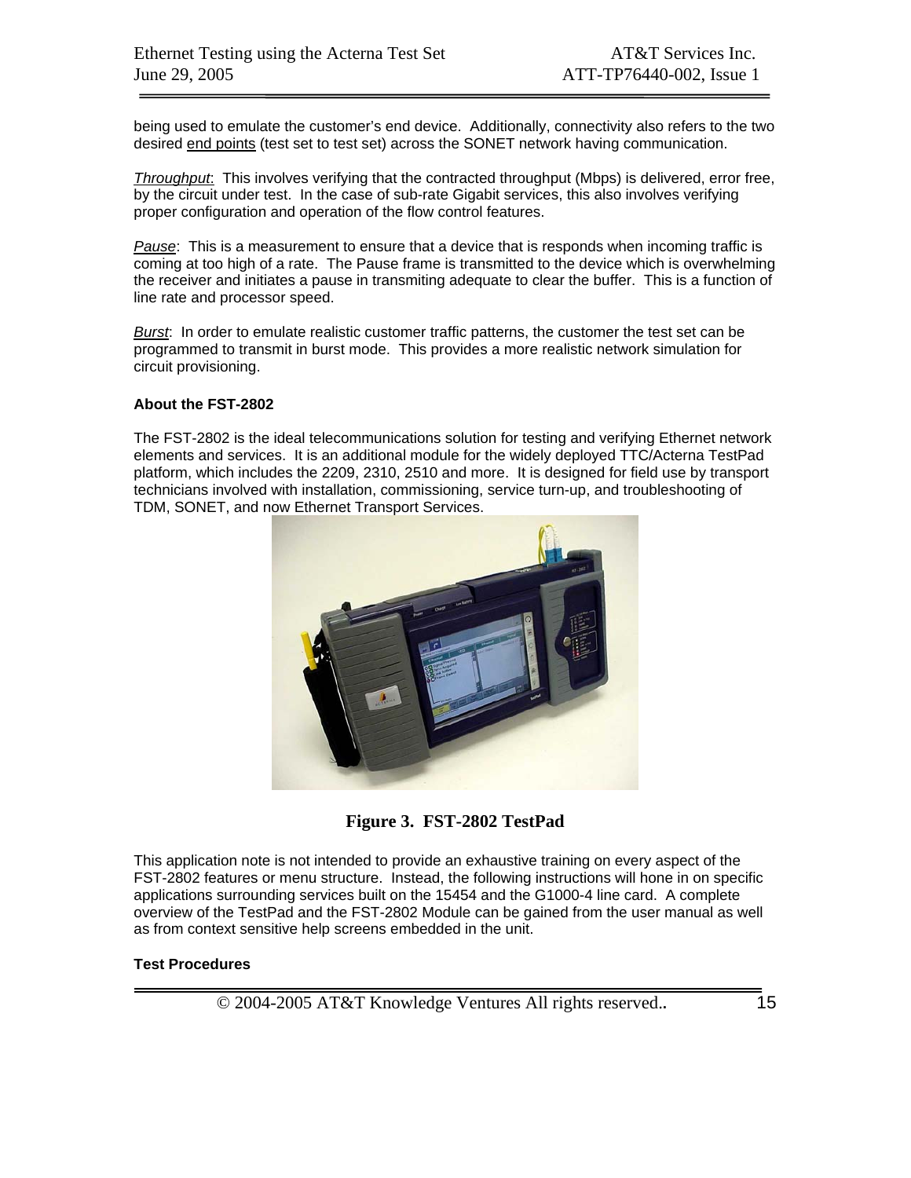being used to emulate the customer's end device. Additionally, connectivity also refers to the two desired end points (test set to test set) across the SONET network having communication.

*Throughput*: This involves verifying that the contracted throughput (Mbps) is delivered, error free, by the circuit under test. In the case of sub-rate Gigabit services, this also involves verifying proper configuration and operation of the flow control features.

*Pause*: This is a measurement to ensure that a device that is responds when incoming traffic is coming at too high of a rate. The Pause frame is transmitted to the device which is overwhelming the receiver and initiates a pause in transmiting adequate to clear the buffer. This is a function of line rate and processor speed.

*Burst*: In order to emulate realistic customer traffic patterns, the customer the test set can be programmed to transmit in burst mode. This provides a more realistic network simulation for circuit provisioning.

**About the FST-2802**

The FST-2802 is the ideal telecommunications solution for testing and verifying Ethernet network elements and services. It is an additional module for the widely deployed TTC/Acterna TestPad platform, which includes the 2209, 2310, 2510 and more. It is designed for field use by transport technicians involved with installation, commissioning, service turn-up, and troubleshooting of TDM, SONET, and now Ethernet Transport Services.

**Figure 3. FST-2802 TestPad**

This application note is not intended to provide an exhaustive training on every aspect of the FST-2802 features or menu structure. Instead, the following instructions will hone in on specific applications surrounding services built on the 15454 and the G1000-4 line card. A complete overview of the TestPad and the FST-2802 Module can be gained from the user manual as well as from context sensitive help screens embedded in the unit.

**Test Procedures**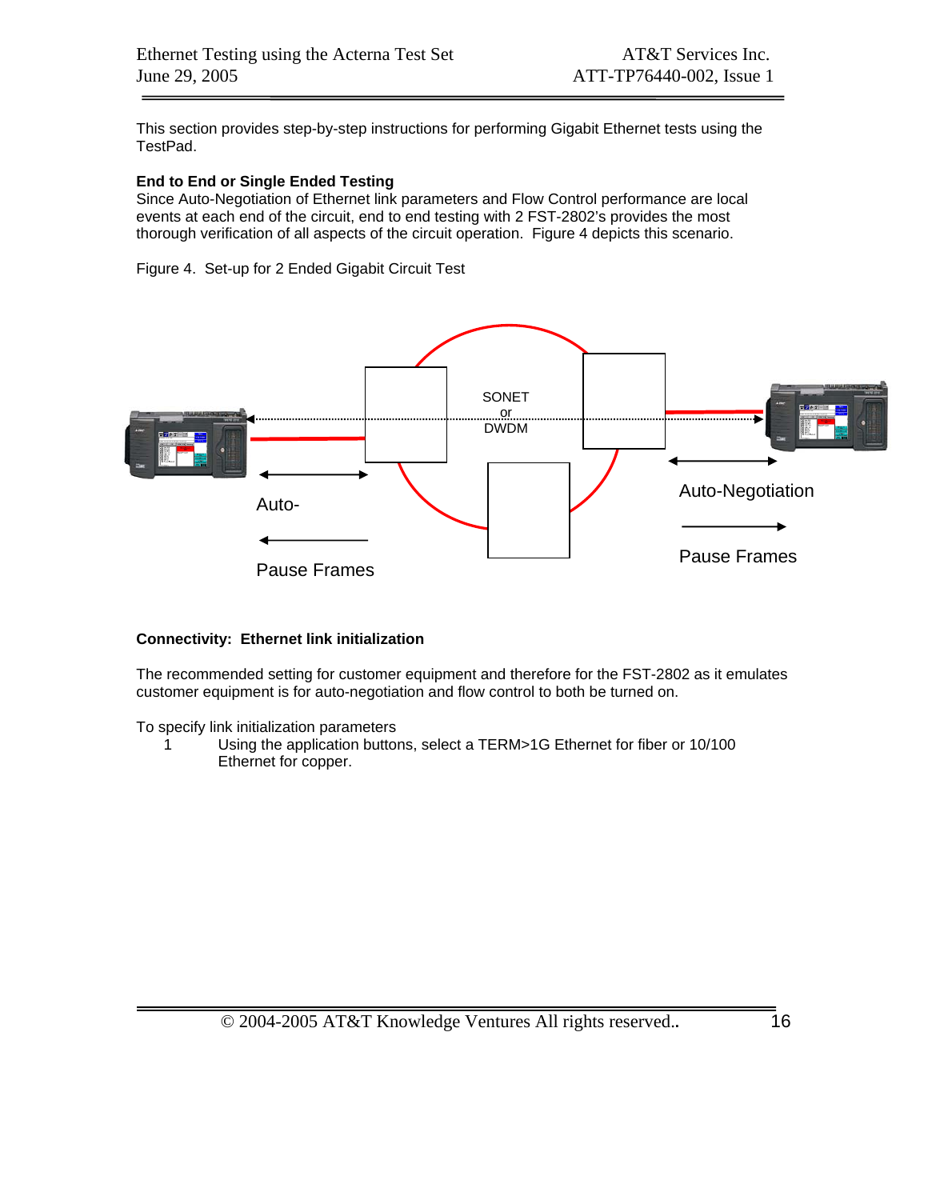This section provides step-by-step instructions for performing Gigabit Ethernet tests using the TestPad.

**End to End or Single Ended Testing**

Since Auto-Negotiation of Ethernet link parameters and Flow Control performance are local events at each end of the circuit, end to end testing with 2 FST-2802's provides the most thorough verification of all aspects of the circuit operation. Figure 4 depicts this scenario.

Figure 4. Set-up for 2 Ended Gigabit Circuit Test

SONET or DWDM

Auto-

Pause Frames

Auto-Negotiation

Pause Frames

**Connectivity: Ethernet link initialization**

The recommended setting for customer equipment and therefore for the FST-2802 as it emulates customer equipment is for auto-negotiation and flow control to both be turned on.

To specify link initialization parameters

1. Using the application buttons, select a TERM>1G Ethernet for fiber or 10/100 Ethernet for copper.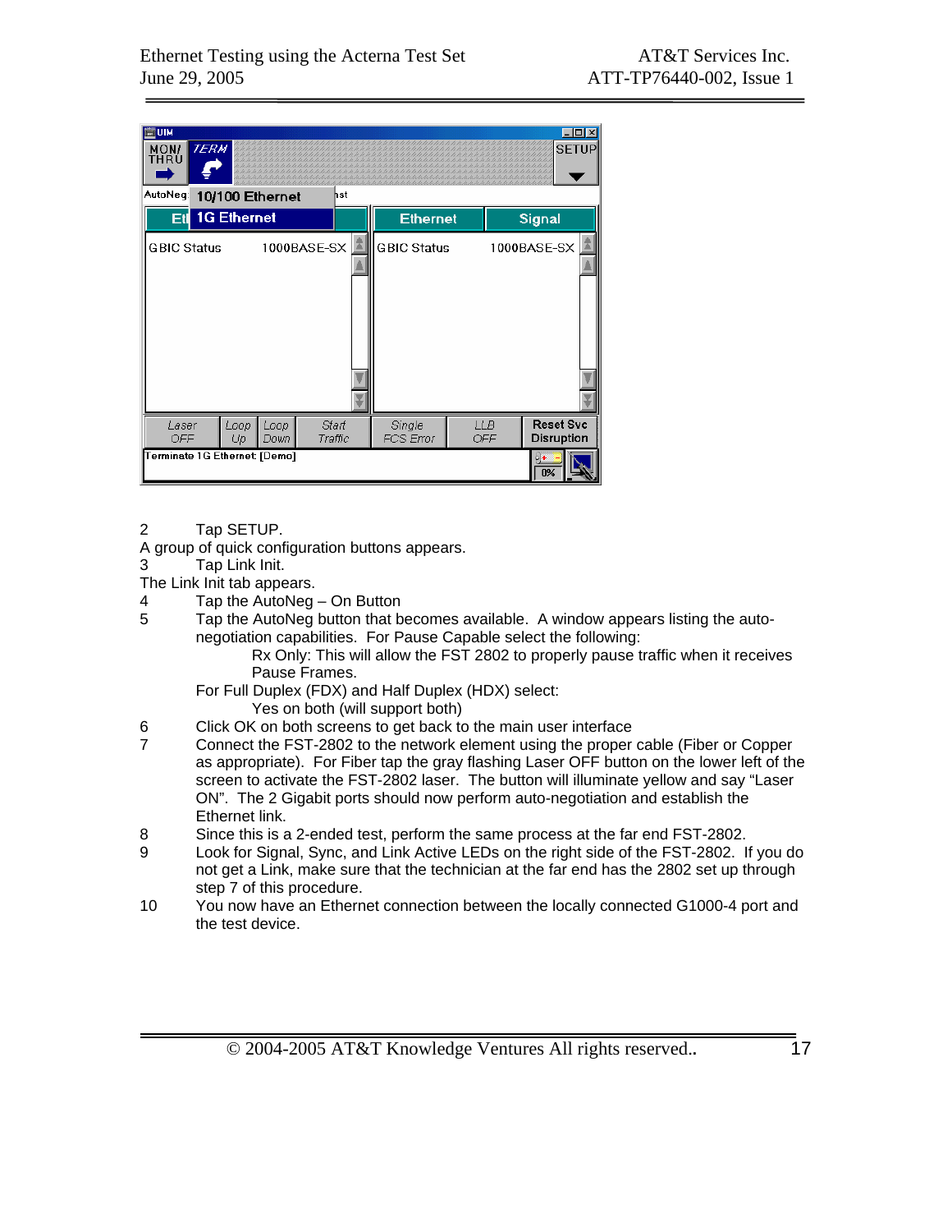2 Tap SETUP.

A group of quick configuration buttons appears.

3 Tap Link Init.

The Link Init tab appears.

4 Tap the AutoNeg – On Button

5 Tap the AutoNeg button that becomes available. A window appears listing the auto-negotiation capabilities. For Pause Capable select the following:

   Rx Only: This will allow the FST 2802 to properly pause traffic when it receives Pause Frames.

   For Full Duplex (FDX) and Half Duplex (HDX) select:

   Yes on both (will support both)

6 Click OK on both screens to get back to the main user interface

7 Connect the FST-2802 to the network element using the proper cable (Fiber or Copper as appropriate). For Fiber tap the gray flashing Laser OFF button on the lower left of the screen to activate the FST-2802 laser. The button will illuminate yellow and say “Laser ON”. The 2 Gigabit ports should now perform auto-negotiation and establish the Ethernet link.

8 Since this is a 2-ended test, perform the same process at the far end FST-2802.

9 Look for Signal, Sync, and Link Active LEDs on the right side of the FST-2802. If you do not get a Link, make sure that the technician at the far end has the 2802 set up through step 7 of this procedure.

10 You now have an Ethernet connection between the locally connected G1000-4 port and the test device.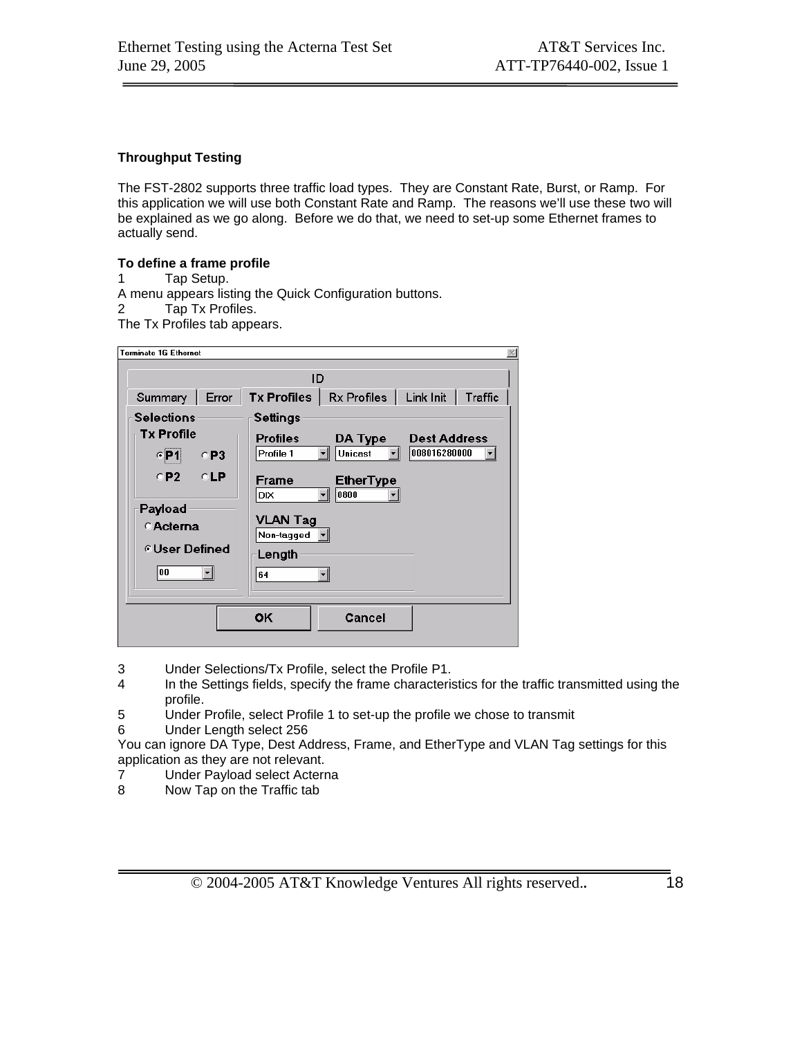**Throughput Testing**

The FST-2802 supports three traffic load types. They are Constant Rate, Burst, or Ramp. For this application we will use both Constant Rate and Ramp. The reasons we'll use these two will be explained as we go along. Before we do that, we need to set-up some Ethernet frames to actually send.

**To define a frame profile**

1 Tap Setup.

A menu appears listing the Quick Configuration buttons.

2 Tap Tx Profiles.

The Tx Profiles tab appears.

3 Under Selections/Tx Profile, select the Profile P1.

4 In the Settings fields, specify the frame characteristics for the traffic transmitted using the profile.

5 Under Profile, select Profile 1 to set-up the profile we chose to transmit

6 Under Length select 256

You can ignore DA Type, Dest Address, Frame, and EtherType and VLAN Tag settings for this application as they are not relevant.

7 Under Payload select Acterna

8 Now Tap on the Traffic tab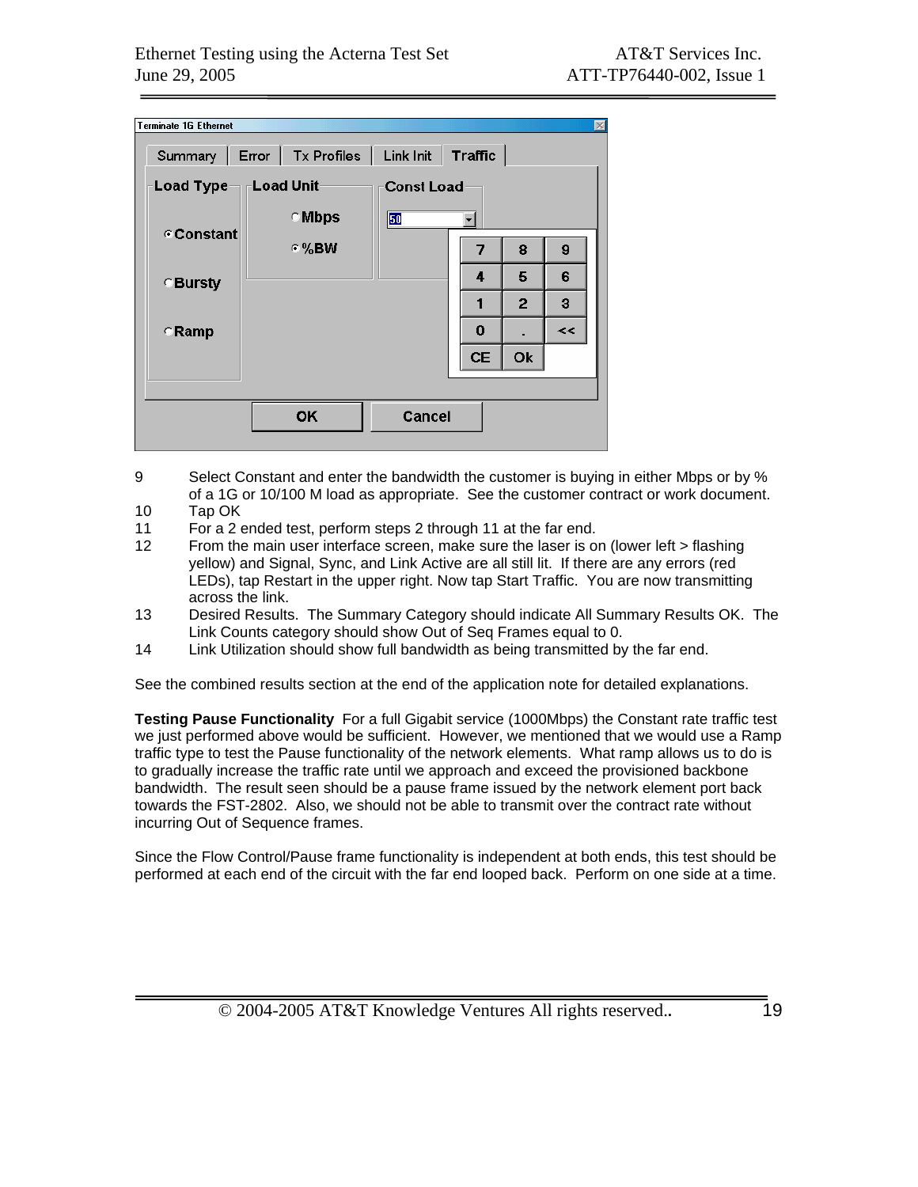9 Select Constant and enter the bandwidth the customer is buying in either Mbps or by % of a 1G or 10/100 M load as appropriate. See the customer contract or work document.
10 Tap OK
11 For a 2 ended test, perform steps 2 through 11 at the far end.
12 From the main user interface screen, make sure the laser is on (lower left > flashing yellow) and Signal, Sync, and Link Active are all still lit. If there are any errors (red LEDs), tap Restart in the upper right. Now tap Start Traffic. You are now transmitting across the link.
13 Desired Results. The Summary Category should indicate All Summary Results OK. The Link Counts category should show Out of Seq Frames equal to 0.
14 Link Utilization should show full bandwidth as being transmitted by the far end.

See the combined results section at the end of the application note for detailed explanations.

**Testing Pause Functionality** For a full Gigabit service (1000Mbps) the Constant rate traffic test we just performed above would be sufficient. However, we mentioned that we would use a Ramp traffic type to test the Pause functionality of the network elements. What ramp allows us to do is to gradually increase the traffic rate until we approach and exceed the provisioned backbone bandwidth. The result seen should be a pause frame issued by the network element port back towards the FST-2802. Also, we should not be able to transmit over the contract rate without incurring Out of Sequence frames.

Since the Flow Control/Pause frame functionality is independent at both ends, this test should be performed at each end of the circuit with the far end looped back. Perform on one side at a time.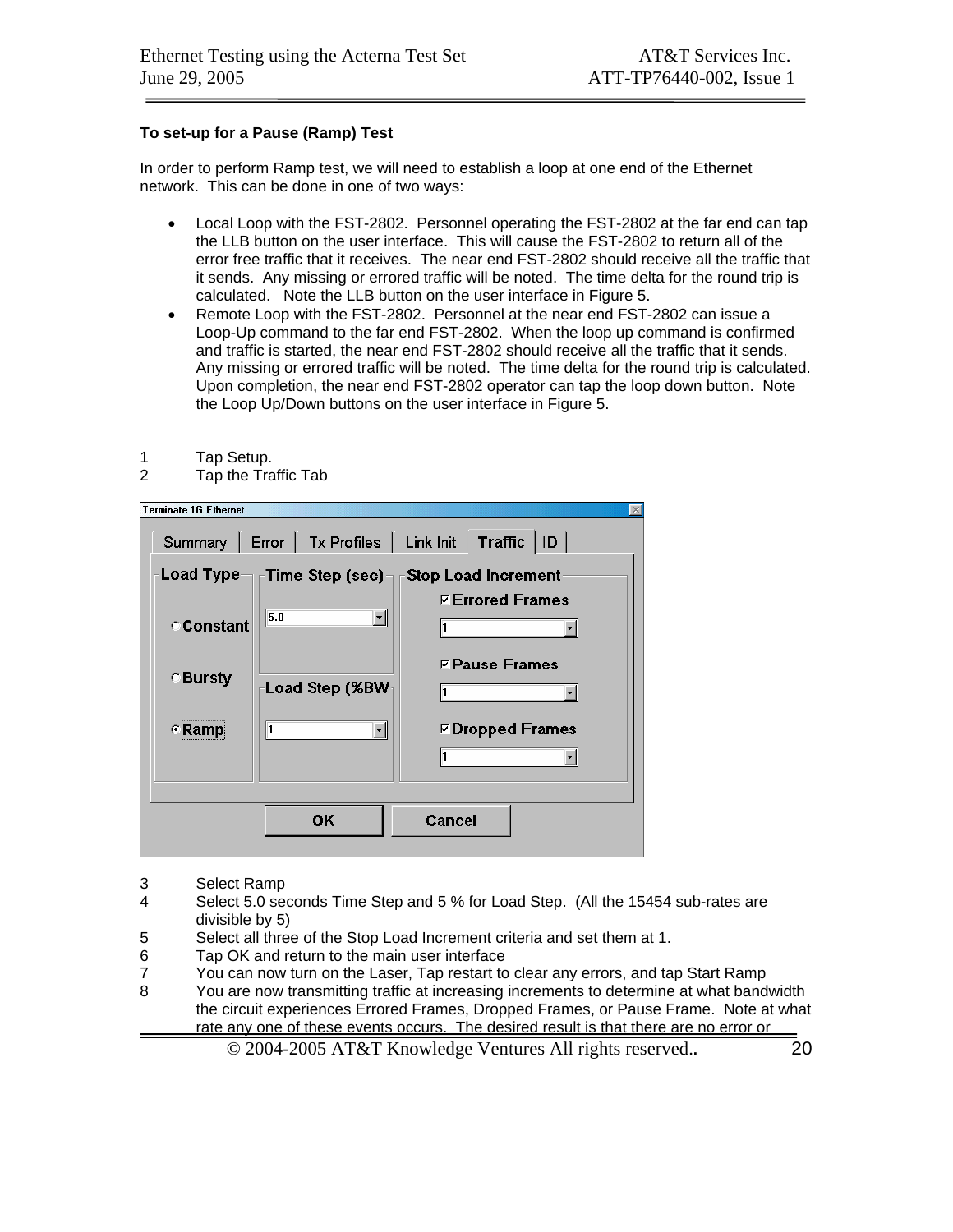**To set-up for a Pause (Ramp) Test**

In order to perform Ramp test, we will need to establish a loop at one end of the Ethernet network. This can be done in one of two ways:

- Local Loop with the FST-2802. Personnel operating the FST-2802 at the far end can tap the LLB button on the user interface. This will cause the FST-2802 to return all of the error free traffic that it receives. The near end FST-2802 should receive all the traffic that it sends. Any missing or errored traffic will be noted. The time delta for the round trip is calculated. Note the LLB button on the user interface in Figure 5.
- Remote Loop with the FST-2802. Personnel at the near end FST-2802 can issue a Loop-Up command to the far end FST-2802. When the loop up command is confirmed and traffic is started, the near end FST-2802 should receive all the traffic that it sends. Any missing or errored traffic will be noted. The time delta for the round trip is calculated. Upon completion, the near end FST-2802 operator can tap the loop down button. Note the Loop Up/Down buttons on the user interface in Figure 5.

1 Tap Setup.
2 Tap the Traffic Tab

3 Select Ramp
4 Select 5.0 seconds Time Step and 5 % for Load Step. (All the 15454 sub-rates are divisible by 5)
5 Select all three of the Stop Load Increment criteria and set them at 1.
6 Tap OK and return to the main user interface
7 You can now turn on the Laser, Tap restart to clear any errors, and tap Start Ramp
8 You are now transmitting traffic at increasing increments to determine at what bandwidth the circuit experiences Errored Frames, Dropped Frames, or Pause Frame. Note at what rate any one of these events occurs. The desired result is that there are no error or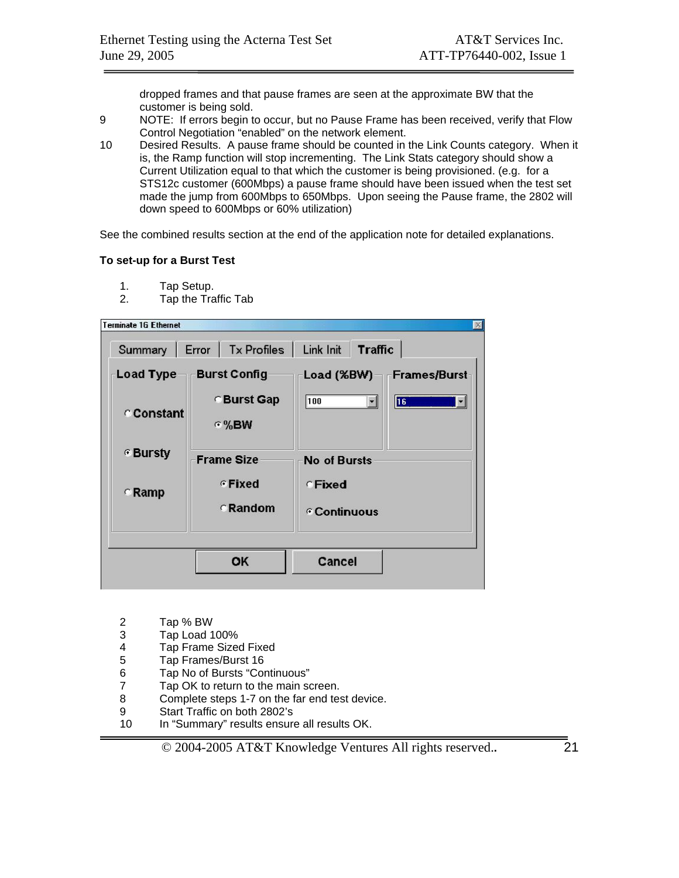dropped frames and that pause frames are seen at the approximate BW that the customer is being sold.

9 NOTE: If errors begin to occur, but no Pause Frame has been received, verify that Flow Control Negotiation "enabled" on the network element.

10 Desired Results. A pause frame should be counted in the Link Counts category. When it is, the Ramp function will stop incrementing. The Link Stats category should show a Current Utilization equal to that which the customer is being provisioned. (e.g. for a STS12c customer (600Mbps) a pause frame should have been issued when the test set made the jump from 600Mbps to 650Mbps. Upon seeing the Pause frame, the 2802 will down speed to 600Mbps or 60% utilization)

See the combined results section at the end of the application note for detailed explanations.

**To set-up for a Burst Test**

1. Tap Setup.
2. Tap the Traffic Tab

2 Tap % BW
3 Tap Load 100%
4 Tap Frame Sized Fixed
5 Tap Frames/Burst 16
6 Tap No of Bursts "Continuous"
7 Tap OK to return to the main screen.
8 Complete steps 1-7 on the far end test device.
9 Start Traffic on both 2802's
10 In "Summary" results ensure all results OK.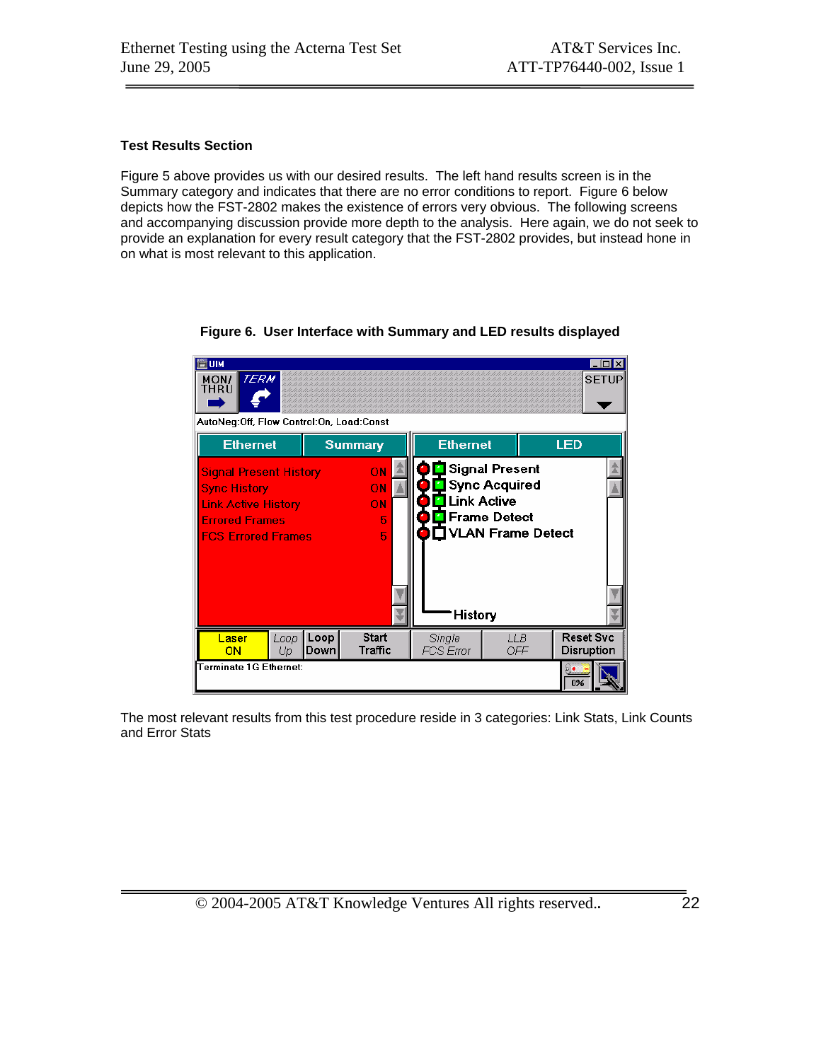**Test Results Section**

Figure 5 above provides us with our desired results. The left hand results screen is in the Summary category and indicates that there are no error conditions to report. Figure 6 below depicts how the FST-2802 makes the existence of errors very obvious. The following screens and accompanying discussion provide more depth to the analysis. Here again, we do not seek to provide an explanation for every result category that the FST-2802 provides, but instead hone in on what is most relevant to this application.

**Figure 6. User Interface with Summary and LED results displayed**

The most relevant results from this test procedure reside in 3 categories: Link Stats, Link Counts and Error Stats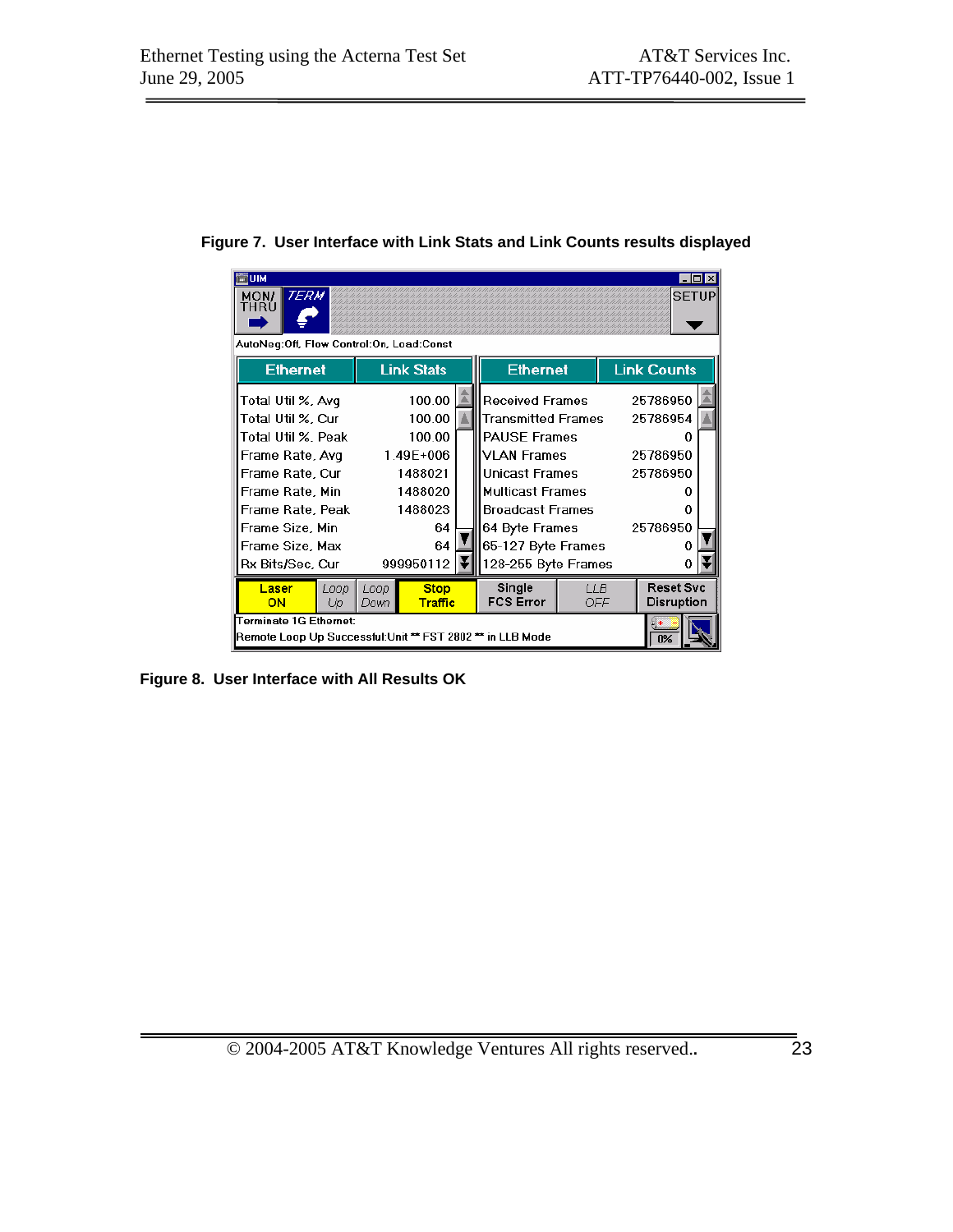**Figure 7. User Interface with Link Stats and Link Counts results displayed**

| Ethernet | Link Stats |
|---|---|
| Total Util %, Avg | 100.00 |
| Total Util %, Cur | 100.00 |
| Total Util %, Peak | 100.00 |
| Frame Rate, Avg | 1.49E+006 |
| Frame Rate, Cur | 1488021 |
| Frame Rate, Min | 1488020 |
| Frame Rate, Peak | 1488023 |
| Frame Size, Min | 64 |
| Frame Size, Max | 64 |
| Rx Bits/Sec, Cur | 999950112 |

| Ethernet | Link Counts |
|---|---|
| Received Frames | 25786950 |
| Transmitted Frames | 25786954 |
| PAUSE Frames | 0 |
| VLAN Frames | 25786950 |
| Unicast Frames | 25786950 |
| Multicast Frames | 0 |
| Broadcast Frames | 0 |
| 64 Byte Frames | 25786950 |
| 65-127 Byte Frames | 0 |
| 128-255 Byte Frames | 0 |

AutoNeg:Off, Flow Control:On, Load:Const

Terminate 1G Ethernet:
Remote Loop Up Successful:Unit ** FST 2802 ** in LLB Mode

**Figure 8. User Interface with All Results OK**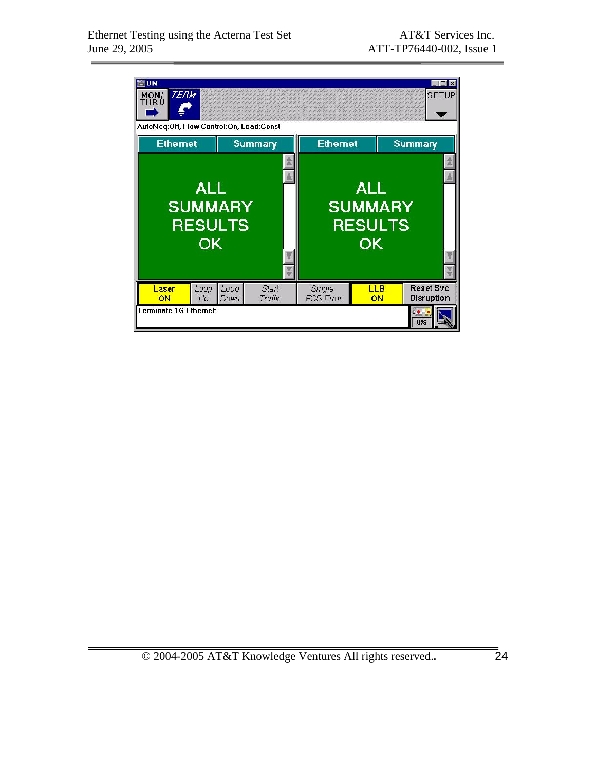UIM

MON/THRU | TERM | SETUP

AutoNeg:Off, Flow Control:On, Load:Const

| Ethernet | Summary | Ethernet | Summary |
|---|---|---|---|
| ALL SUMMARY RESULTS OK | | ALL SUMMARY RESULTS OK | |

| Laser ON | Loop Up | Loop Down | Start Traffic | Single FCS Error | LLB ON | Reset Svc Disruption |
|---|---|---|---|---|---|---|

Terminate 1G Ethernet:

0%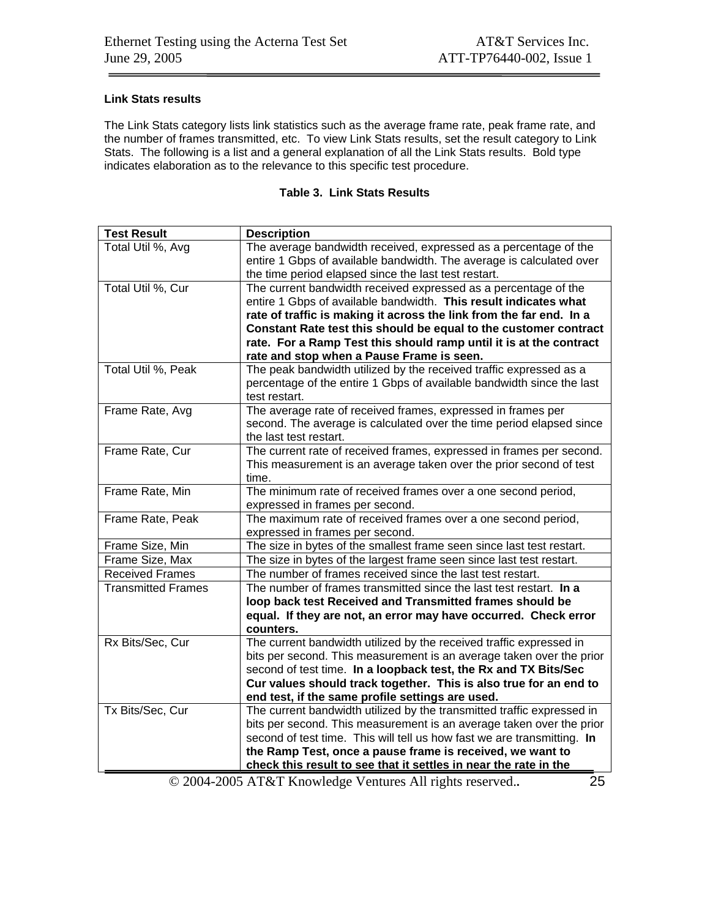**Link Stats results**

The Link Stats category lists link statistics such as the average frame rate, peak frame rate, and the number of frames transmitted, etc. To view Link Stats results, set the result category to Link Stats. The following is a list and a general explanation of all the Link Stats results. Bold type indicates elaboration as to the relevance to this specific test procedure.

**Table 3. Link Stats Results**

| Test Result | Description |
|---|---|
| Total Util %, Avg | The average bandwidth received, expressed as a percentage of the entire 1 Gbps of available bandwidth. The average is calculated over the time period elapsed since the last test restart. |
| Total Util %, Cur | The current bandwidth received expressed as a percentage of the entire 1 Gbps of available bandwidth. **This result indicates what rate of traffic is making it across the link from the far end. In a Constant Rate test this should be equal to the customer contract rate. For a Ramp Test this should ramp until it is at the contract rate and stop when a Pause Frame is seen.** |
| Total Util %, Peak | The peak bandwidth utilized by the received traffic expressed as a percentage of the entire 1 Gbps of available bandwidth since the last test restart. |
| Frame Rate, Avg | The average rate of received frames, expressed in frames per second. The average is calculated over the time period elapsed since the last test restart. |
| Frame Rate, Cur | The current rate of received frames, expressed in frames per second. This measurement is an average taken over the prior second of test time. |
| Frame Rate, Min | The minimum rate of received frames over a one second period, expressed in frames per second. |
| Frame Rate, Peak | The maximum rate of received frames over a one second period, expressed in frames per second. |
| Frame Size, Min | The size in bytes of the smallest frame seen since last test restart. |
| Frame Size, Max | The size in bytes of the largest frame seen since last test restart. |
| Received Frames | The number of frames received since the last test restart. |
| Transmitted Frames | The number of frames transmitted since the last test restart. **In a loop back test Received and Transmitted frames should be equal. If they are not, an error may have occurred. Check error counters.** |
| Rx Bits/Sec, Cur | The current bandwidth utilized by the received traffic expressed in bits per second. This measurement is an average taken over the prior second of test time. **In a loopback test, the Rx and TX Bits/Sec Cur values should track together. This is also true for an end to end test, if the same profile settings are used.** |
| Tx Bits/Sec, Cur | The current bandwidth utilized by the transmitted traffic expressed in bits per second. This measurement is an average taken over the prior second of test time. This will tell us how fast we are transmitting. **In the Ramp Test, once a pause frame is received, we want to check this result to see that it settles in near the rate in the** |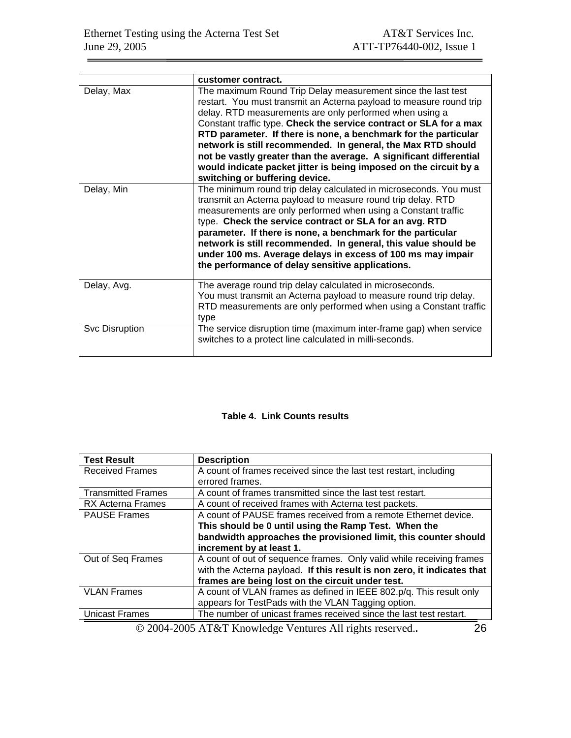| | |
|---|---|
| | **customer contract.** |
| Delay, Max | The maximum Round Trip Delay measurement since the last test restart. You must transmit an Acterna payload to measure round trip delay. RTD measurements are only performed when using a Constant traffic type. **Check the service contract or SLA for a max RTD parameter. If there is none, a benchmark for the particular network is still recommended. In general, the Max RTD should not be vastly greater than the average. A significant differential would indicate packet jitter is being imposed on the circuit by a switching or buffering device.** |
| Delay, Min | The minimum round trip delay calculated in microseconds. You must transmit an Acterna payload to measure round trip delay. RTD measurements are only performed when using a Constant traffic type. **Check the service contract or SLA for an avg. RTD parameter. If there is none, a benchmark for the particular network is still recommended. In general, this value should be under 100 ms. Average delays in excess of 100 ms may impair the performance of delay sensitive applications.** |
| Delay, Avg. | The average round trip delay calculated in microseconds. You must transmit an Acterna payload to measure round trip delay. RTD measurements are only performed when using a Constant traffic type |
| Svc Disruption | The service disruption time (maximum inter-frame gap) when service switches to a protect line calculated in milli-seconds. |

**Table 4. Link Counts results**

| Test Result | Description |
|---|---|
| Received Frames | A count of frames received since the last test restart, including errored frames. |
| Transmitted Frames | A count of frames transmitted since the last test restart. |
| RX Acterna Frames | A count of received frames with Acterna test packets. |
| PAUSE Frames | A count of PAUSE frames received from a remote Ethernet device. **This should be 0 until using the Ramp Test. When the bandwidth approaches the provisioned limit, this counter should increment by at least 1.** |
| Out of Seq Frames | A count of out of sequence frames. Only valid while receiving frames with the Acterna payload. **If this result is non zero, it indicates that frames are being lost on the circuit under test.** |
| VLAN Frames | A count of VLAN frames as defined in IEEE 802.p/q. This result only appears for TestPads with the VLAN Tagging option. |
| Unicast Frames | The number of unicast frames received since the last test restart. |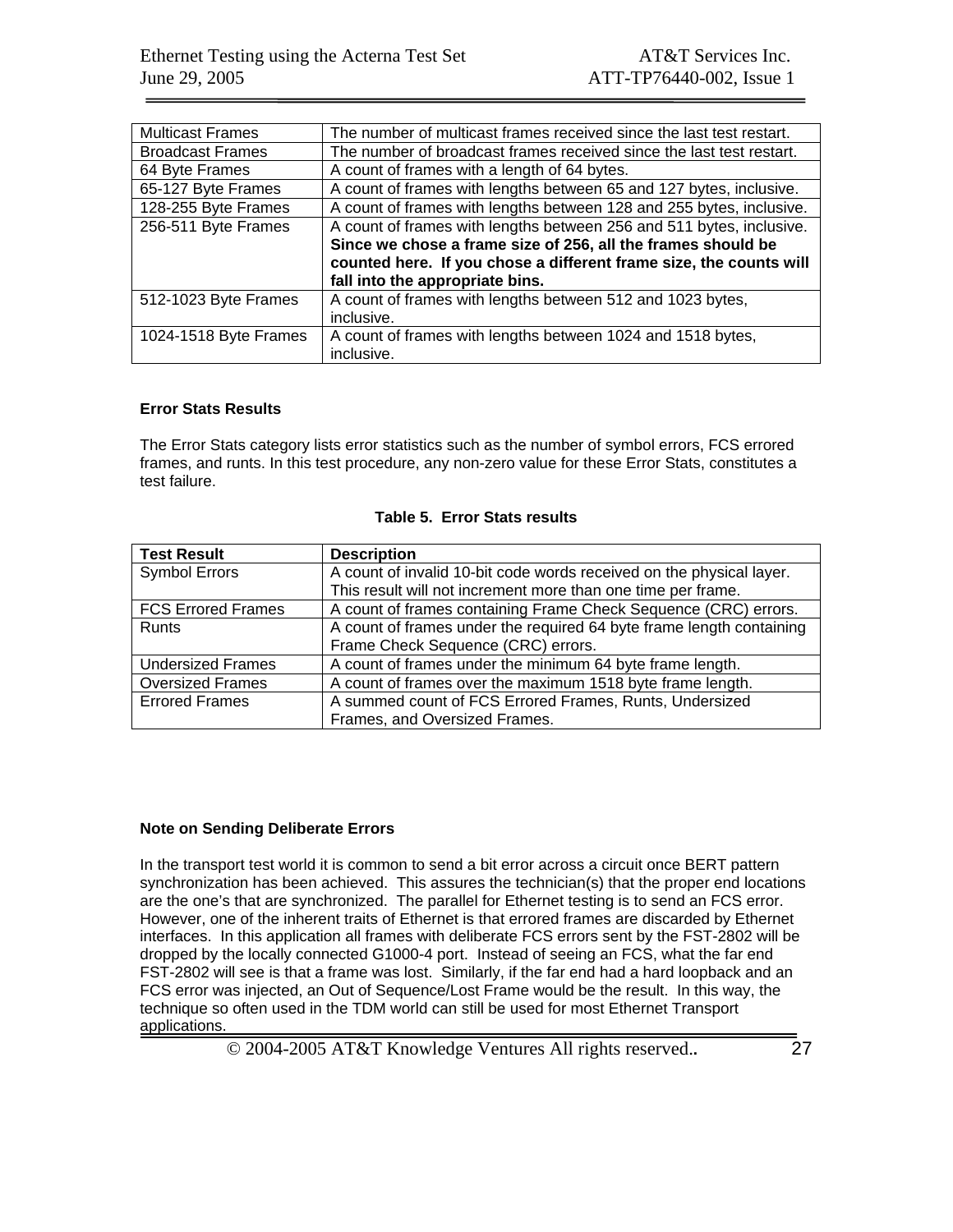| Multicast Frames | The number of multicast frames received since the last test restart. |
|---|---|
| Broadcast Frames | The number of broadcast frames received since the last test restart. |
| 64 Byte Frames | A count of frames with a length of 64 bytes. |
| 65-127 Byte Frames | A count of frames with lengths between 65 and 127 bytes, inclusive. |
| 128-255 Byte Frames | A count of frames with lengths between 128 and 255 bytes, inclusive. |
| 256-511 Byte Frames | A count of frames with lengths between 256 and 511 bytes, inclusive. **Since we chose a frame size of 256, all the frames should be counted here. If you chose a different frame size, the counts will fall into the appropriate bins.** |
| 512-1023 Byte Frames | A count of frames with lengths between 512 and 1023 bytes, inclusive. |
| 1024-1518 Byte Frames | A count of frames with lengths between 1024 and 1518 bytes, inclusive. |

**Error Stats Results**

The Error Stats category lists error statistics such as the number of symbol errors, FCS errored frames, and runts. In this test procedure, any non-zero value for these Error Stats, constitutes a test failure.

**Table 5. Error Stats results**

| Test Result | Description |
|---|---|
| Symbol Errors | A count of invalid 10-bit code words received on the physical layer. This result will not increment more than one time per frame. |
| FCS Errored Frames | A count of frames containing Frame Check Sequence (CRC) errors. |
| Runts | A count of frames under the required 64 byte frame length containing Frame Check Sequence (CRC) errors. |
| Undersized Frames | A count of frames under the minimum 64 byte frame length. |
| Oversized Frames | A count of frames over the maximum 1518 byte frame length. |
| Errored Frames | A summed count of FCS Errored Frames, Runts, Undersized Frames, and Oversized Frames. |

**Note on Sending Deliberate Errors**

In the transport test world it is common to send a bit error across a circuit once BERT pattern synchronization has been achieved. This assures the technician(s) that the proper end locations are the one's that are synchronized. The parallel for Ethernet testing is to send an FCS error. However, one of the inherent traits of Ethernet is that errored frames are discarded by Ethernet interfaces. In this application all frames with deliberate FCS errors sent by the FST-2802 will be dropped by the locally connected G1000-4 port. Instead of seeing an FCS, what the far end FST-2802 will see is that a frame was lost. Similarly, if the far end had a hard loopback and an FCS error was injected, an Out of Sequence/Lost Frame would be the result. In this way, the technique so often used in the TDM world can still be used for most Ethernet Transport applications.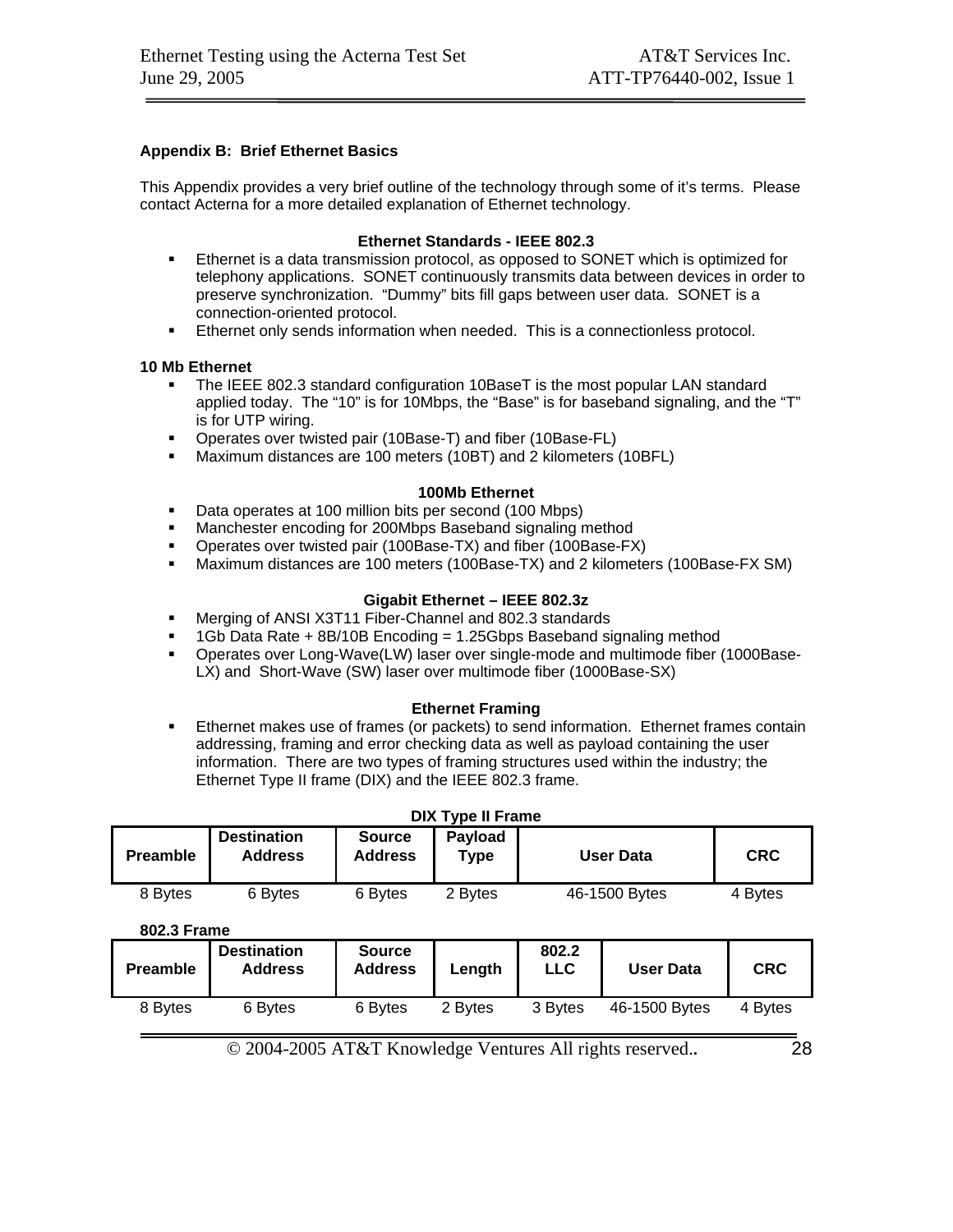## Appendix B: Brief Ethernet Basics

This Appendix provides a very brief outline of the technology through some of it's terms. Please contact Acterna for a more detailed explanation of Ethernet technology.

### Ethernet Standards - IEEE 802.3

- Ethernet is a data transmission protocol, as opposed to SONET which is optimized for telephony applications. SONET continuously transmits data between devices in order to preserve synchronization. "Dummy" bits fill gaps between user data. SONET is a connection-oriented protocol.
- Ethernet only sends information when needed. This is a connectionless protocol.

### 10 Mb Ethernet

- The IEEE 802.3 standard configuration 10BaseT is the most popular LAN standard applied today. The "10" is for 10Mbps, the "Base" is for baseband signaling, and the "T" is for UTP wiring.
- Operates over twisted pair (10Base-T) and fiber (10Base-FL)
- Maximum distances are 100 meters (10BT) and 2 kilometers (10BFL)

### 100Mb Ethernet

- Data operates at 100 million bits per second (100 Mbps)
- Manchester encoding for 200Mbps Baseband signaling method
- Operates over twisted pair (100Base-TX) and fiber (100Base-FX)
- Maximum distances are 100 meters (100Base-TX) and 2 kilometers (100Base-FX SM)

### Gigabit Ethernet – IEEE 802.3z

- Merging of ANSI X3T11 Fiber-Channel and 802.3 standards
- 1Gb Data Rate + 8B/10B Encoding = 1.25Gbps Baseband signaling method
- Operates over Long-Wave(LW) laser over single-mode and multimode fiber (1000Base-LX) and Short-Wave (SW) laser over multimode fiber (1000Base-SX)

### Ethernet Framing

- Ethernet makes use of frames (or packets) to send information. Ethernet frames contain addressing, framing and error checking data as well as payload containing the user information. There are two types of framing structures used within the industry; the Ethernet Type II frame (DIX) and the IEEE 802.3 frame.

**DIX Type II Frame**

| Preamble | Destination Address | Source Address | Payload Type | User Data | CRC |
|---|---|---|---|---|---|
| 8 Bytes | 6 Bytes | 6 Bytes | 2 Bytes | 46-1500 Bytes | 4 Bytes |

**802.3 Frame**

| Preamble | Destination Address | Source Address | Length | 802.2 LLC | User Data | CRC |
|---|---|---|---|---|---|---|
| 8 Bytes | 6 Bytes | 6 Bytes | 2 Bytes | 3 Bytes | 46-1500 Bytes | 4 Bytes |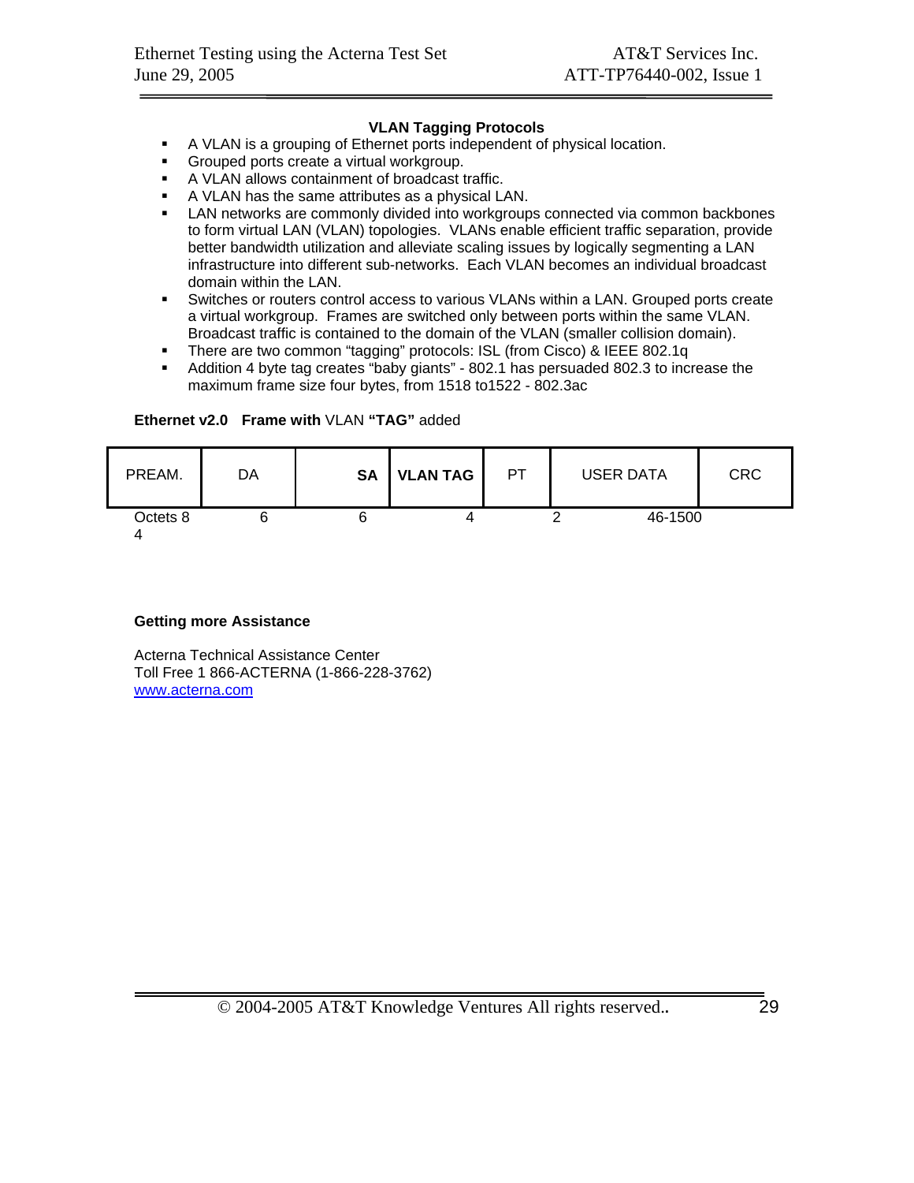### VLAN Tagging Protocols

- A VLAN is a grouping of Ethernet ports independent of physical location.
- Grouped ports create a virtual workgroup.
- A VLAN allows containment of broadcast traffic.
- A VLAN has the same attributes as a physical LAN.
- LAN networks are commonly divided into workgroups connected via common backbones to form virtual LAN (VLAN) topologies. VLANs enable efficient traffic separation, provide better bandwidth utilization and alleviate scaling issues by logically segmenting a LAN infrastructure into different sub-networks. Each VLAN becomes an individual broadcast domain within the LAN.
- Switches or routers control access to various VLANs within a LAN. Grouped ports create a virtual workgroup. Frames are switched only between ports within the same VLAN. Broadcast traffic is contained to the domain of the VLAN (smaller collision domain).
- There are two common "tagging" protocols: ISL (from Cisco) & IEEE 802.1q
- Addition 4 byte tag creates "baby giants" - 802.1 has persuaded 802.3 to increase the maximum frame size four bytes, from 1518 to1522 - 802.3ac

**Ethernet v2.0 Frame with** VLAN **"TAG"** added

| PREAM. | DA | **SA** | **VLAN TAG** | PT | USER DATA | CRC |
|---|---|---|---|---|---|---|
| Octets 8 | 6 | 6 | 4 | 2 | 46-1500 | 4 |

**Getting more Assistance**

Acterna Technical Assistance Center
Toll Free 1 866-ACTERNA (1-866-228-3762)
[www.acterna.com](http://www.acterna.com)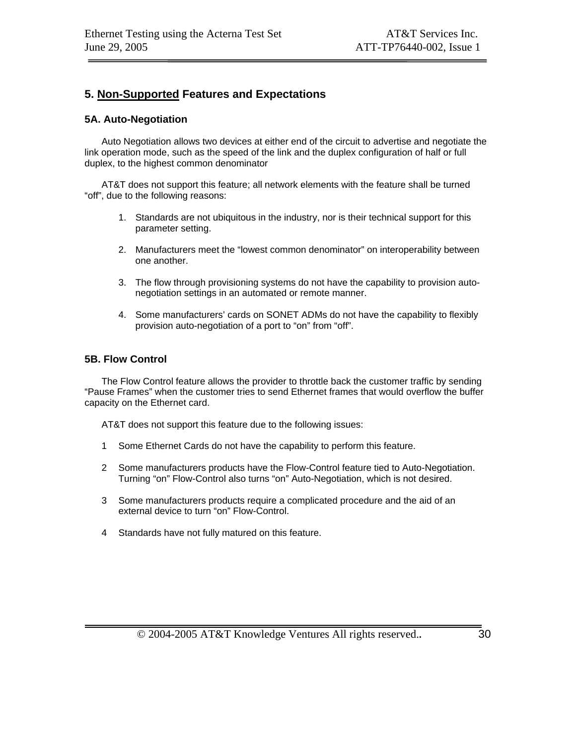## 5. Non-Supported Features and Expectations

### 5A. Auto-Negotiation

Auto Negotiation allows two devices at either end of the circuit to advertise and negotiate the link operation mode, such as the speed of the link and the duplex configuration of half or full duplex, to the highest common denominator

AT&T does not support this feature; all network elements with the feature shall be turned “off”, due to the following reasons:

1. Standards are not ubiquitous in the industry, nor is their technical support for this parameter setting.
2. Manufacturers meet the “lowest common denominator” on interoperability between one another.
3. The flow through provisioning systems do not have the capability to provision auto-negotiation settings in an automated or remote manner.
4. Some manufacturers’ cards on SONET ADMs do not have the capability to flexibly provision auto-negotiation of a port to “on” from “off”.

### 5B. Flow Control

The Flow Control feature allows the provider to throttle back the customer traffic by sending “Pause Frames” when the customer tries to send Ethernet frames that would overflow the buffer capacity on the Ethernet card.

AT&T does not support this feature due to the following issues:

1 Some Ethernet Cards do not have the capability to perform this feature.

2 Some manufacturers products have the Flow-Control feature tied to Auto-Negotiation. Turning “on” Flow-Control also turns “on” Auto-Negotiation, which is not desired.

3 Some manufacturers products require a complicated procedure and the aid of an external device to turn “on” Flow-Control.

4 Standards have not fully matured on this feature.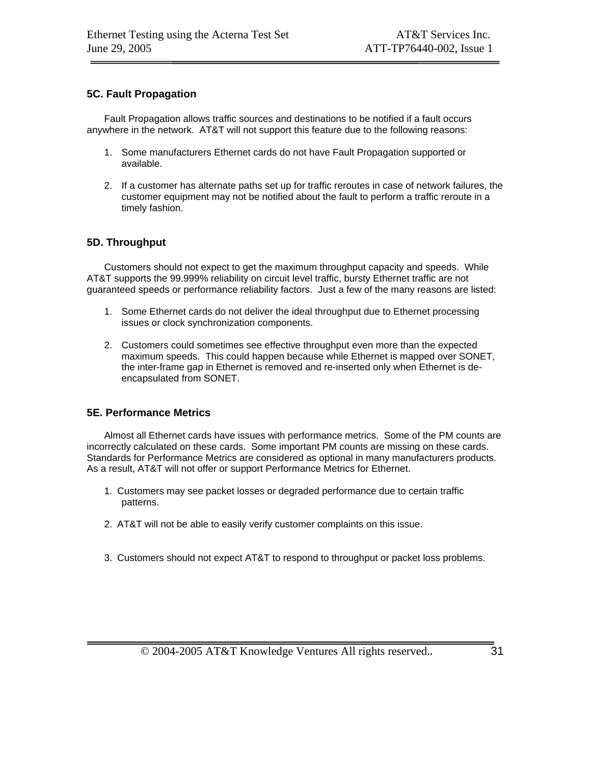### 5C. Fault Propagation

Fault Propagation allows traffic sources and destinations to be notified if a fault occurs anywhere in the network. AT&T will not support this feature due to the following reasons:

1. Some manufacturers Ethernet cards do not have Fault Propagation supported or available.
2. If a customer has alternate paths set up for traffic reroutes in case of network failures, the customer equipment may not be notified about the fault to perform a traffic reroute in a timely fashion.

### 5D. Throughput

Customers should not expect to get the maximum throughput capacity and speeds. While AT&T supports the 99.999% reliability on circuit level traffic, bursty Ethernet traffic are not guaranteed speeds or performance reliability factors. Just a few of the many reasons are listed:

1. Some Ethernet cards do not deliver the ideal throughput due to Ethernet processing issues or clock synchronization components.
2. Customers could sometimes see effective throughput even more than the expected maximum speeds. This could happen because while Ethernet is mapped over SONET, the inter-frame gap in Ethernet is removed and re-inserted only when Ethernet is de-encapsulated from SONET.

### 5E. Performance Metrics

Almost all Ethernet cards have issues with performance metrics. Some of the PM counts are incorrectly calculated on these cards. Some important PM counts are missing on these cards. Standards for Performance Metrics are considered as optional in many manufacturers products. As a result, AT&T will not offer or support Performance Metrics for Ethernet.

1. Customers may see packet losses or degraded performance due to certain traffic patterns.
2. AT&T will not be able to easily verify customer complaints on this issue.
3. Customers should not expect AT&T to respond to throughput or packet loss problems.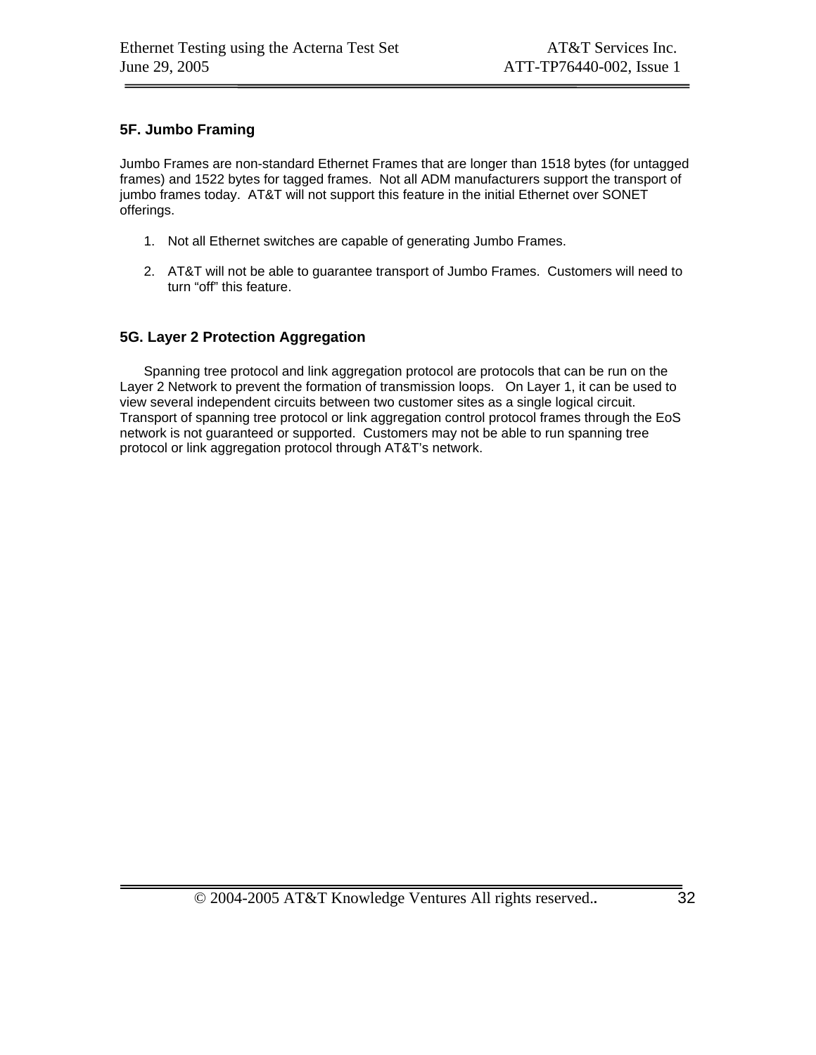### 5F. Jumbo Framing

Jumbo Frames are non-standard Ethernet Frames that are longer than 1518 bytes (for untagged frames) and 1522 bytes for tagged frames.  Not all ADM manufacturers support the transport of jumbo frames today.  AT&T will not support this feature in the initial Ethernet over SONET offerings.

1. Not all Ethernet switches are capable of generating Jumbo Frames.

2. AT&T will not be able to guarantee transport of Jumbo Frames.  Customers will need to turn “off” this feature.

### 5G. Layer 2 Protection Aggregation

Spanning tree protocol and link aggregation protocol are protocols that can be run on the Layer 2 Network to prevent the formation of transmission loops.   On Layer 1, it can be used to view several independent circuits between two customer sites as a single logical circuit. Transport of spanning tree protocol or link aggregation control protocol frames through the EoS network is not guaranteed or supported.  Customers may not be able to run spanning tree protocol or link aggregation protocol through AT&T’s network.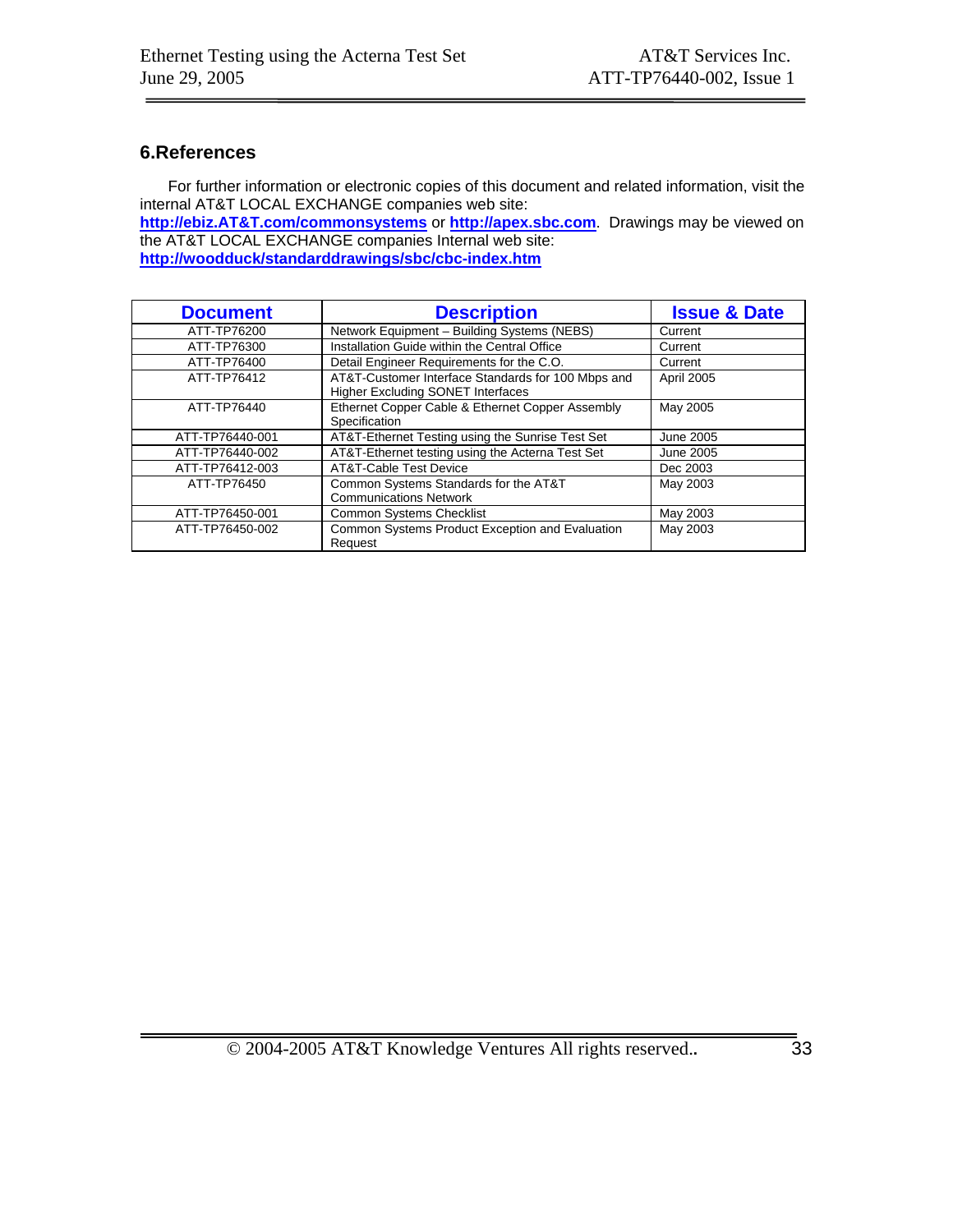## 6.References

For further information or electronic copies of this document and related information, visit the internal AT&T LOCAL EXCHANGE companies web site: **http://ebiz.AT&T.com/commonsystems** or **http://apex.sbc.com**. Drawings may be viewed on the AT&T LOCAL EXCHANGE companies Internal web site: **http://woodduck/standarddrawings/sbc/cbc-index.htm**

| Document | Description | Issue & Date |
|---|---|---|
| ATT-TP76200 | Network Equipment – Building Systems (NEBS) | Current |
| ATT-TP76300 | Installation Guide within the Central Office | Current |
| ATT-TP76400 | Detail Engineer Requirements for the C.O. | Current |
| ATT-TP76412 | AT&T-Customer Interface Standards for 100 Mbps and Higher Excluding SONET Interfaces | April 2005 |
| ATT-TP76440 | Ethernet Copper Cable & Ethernet Copper Assembly Specification | May 2005 |
| ATT-TP76440-001 | AT&T-Ethernet Testing using the Sunrise Test Set | June 2005 |
| ATT-TP76440-002 | AT&T-Ethernet testing using the Acterna Test Set | June 2005 |
| ATT-TP76412-003 | AT&T-Cable Test Device | Dec 2003 |
| ATT-TP76450 | Common Systems Standards for the AT&T Communications Network | May 2003 |
| ATT-TP76450-001 | Common Systems Checklist | May 2003 |
| ATT-TP76450-002 | Common Systems Product Exception and Evaluation Request | May 2003 |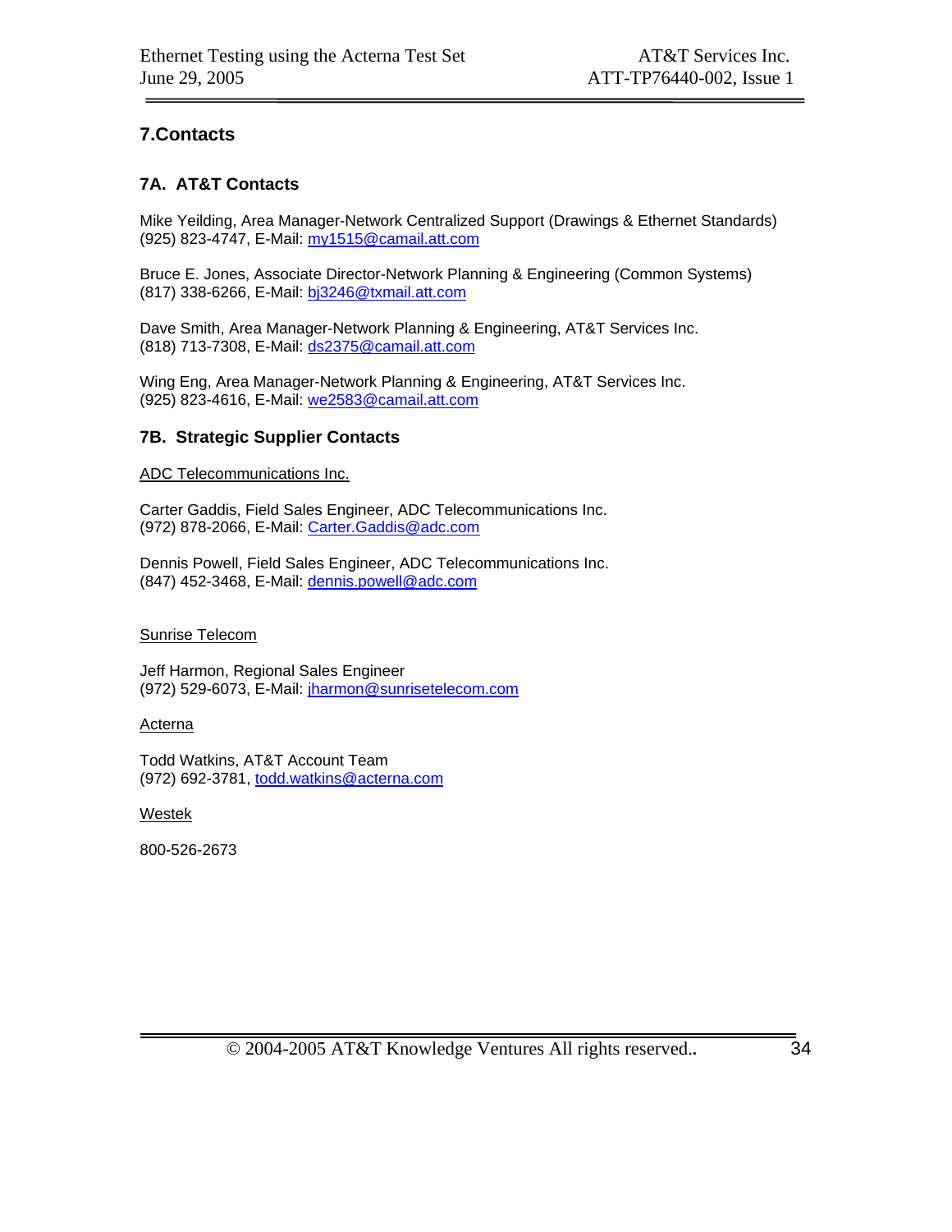# 7.Contacts

## 7A. AT&T Contacts

Mike Yeilding, Area Manager-Network Centralized Support (Drawings & Ethernet Standards)
(925) 823-4747, E-Mail: my1515@camail.att.com

Bruce E. Jones, Associate Director-Network Planning & Engineering (Common Systems)
(817) 338-6266, E-Mail: bj3246@txmail.att.com

Dave Smith, Area Manager-Network Planning & Engineering, AT&T Services Inc.
(818) 713-7308, E-Mail: ds2375@camail.att.com

Wing Eng, Area Manager-Network Planning & Engineering, AT&T Services Inc.
(925) 823-4616, E-Mail: we2583@camail.att.com

## 7B. Strategic Supplier Contacts

ADC Telecommunications Inc.

Carter Gaddis, Field Sales Engineer, ADC Telecommunications Inc.
(972) 878-2066, E-Mail: Carter.Gaddis@adc.com

Dennis Powell, Field Sales Engineer, ADC Telecommunications Inc.
(847) 452-3468, E-Mail: dennis.powell@adc.com

Sunrise Telecom

Jeff Harmon, Regional Sales Engineer
(972) 529-6073, E-Mail: jharmon@sunrisetelecom.com

Acterna

Todd Watkins, AT&T Account Team
(972) 692-3781, todd.watkins@acterna.com

Westek

800-526-2673